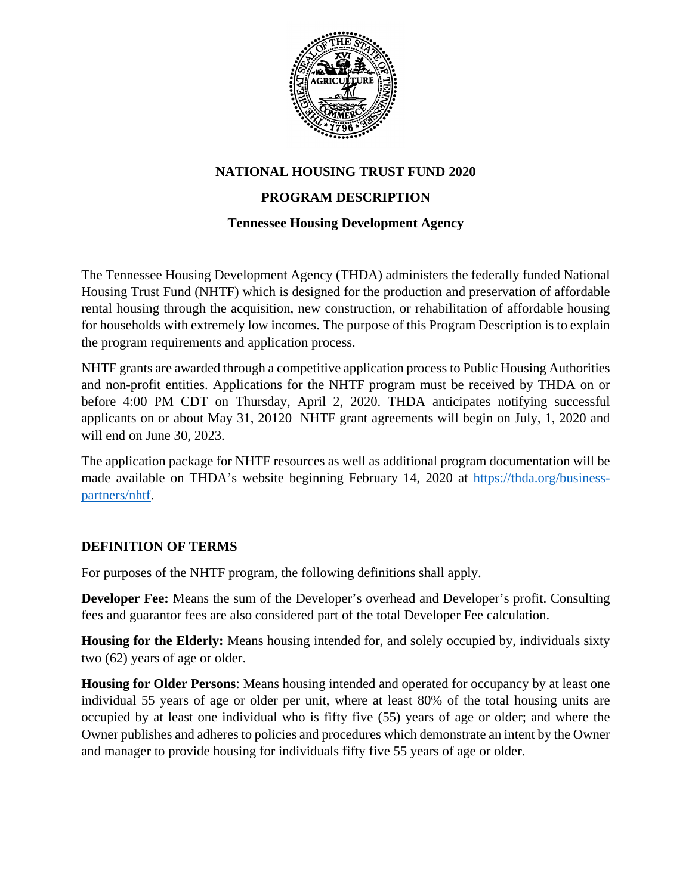# NATIONAL HOUSING TRUST FUND 2020

## PROGRAM DESCRIPTION

### Tennessee Housing Development Agency

The Tennessee Housing Development Agency (THDA) administers the federally funded National Housing Trust Fund (NHTF) which is designed for the production and preservation of affordable rental housing through the acquisition, new construction, or rehabilitation of affordable housing for households with extremely low incomes. The purpose of this Program Description is to explain the program requirements and application process.

NHTF grants are awarded through a competitive application process to Public Housing Authorities and non-profit entities. Applications for the NHTF program must be received by THDA on or before 4:00 PM CDT on Thursday, April 2, 2020. THDA anticipates notifying successful applicants on or about May 31, 20120 NHTF grant agreements will begin on July, 1, 2020 and will end on June 30, 2023.

The application package for NHTF resources as well as additional program documentation will be made available on THDA's website beginning February 14, 2020 at [https://thda.org/business-partners/nhtf](https://thda.org/business-partners/nhtf).

## DEFINITION OF TERMS

For purposes of the NHTF program, the following definitions shall apply.

**Developer Fee:** Means the sum of the Developer's overhead and Developer's profit. Consulting fees and guarantor fees are also considered part of the total Developer Fee calculation.

**Housing for the Elderly:** Means housing intended for, and solely occupied by, individuals sixty two (62) years of age or older.

**Housing for Older Persons**: Means housing intended and operated for occupancy by at least one individual 55 years of age or older per unit, where at least 80% of the total housing units are occupied by at least one individual who is fifty five (55) years of age or older; and where the Owner publishes and adheres to policies and procedures which demonstrate an intent by the Owner and manager to provide housing for individuals fifty five 55 years of age or older.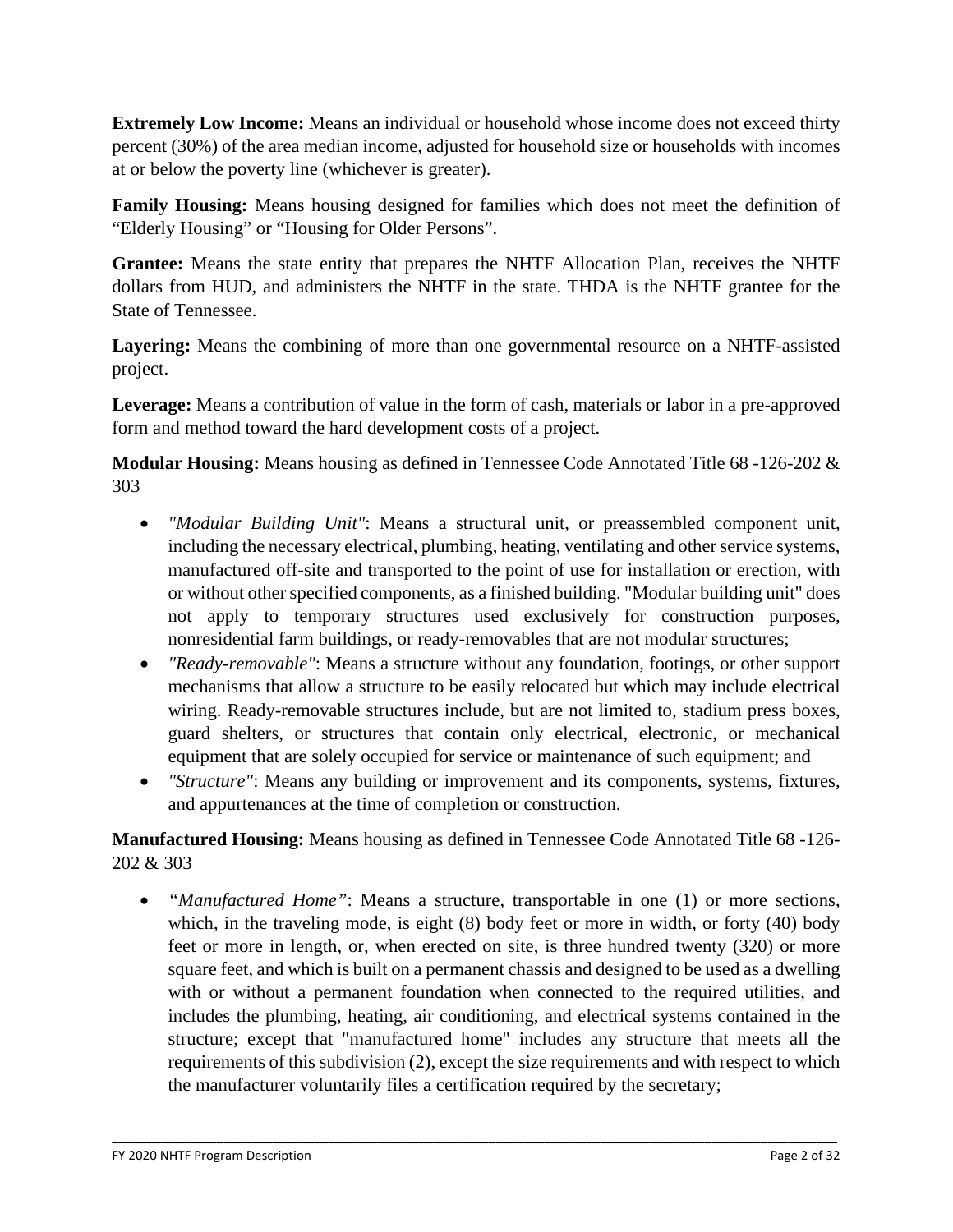**Extremely Low Income:** Means an individual or household whose income does not exceed thirty percent (30%) of the area median income, adjusted for household size or households with incomes at or below the poverty line (whichever is greater).

**Family Housing:** Means housing designed for families which does not meet the definition of "Elderly Housing" or "Housing for Older Persons".

**Grantee:** Means the state entity that prepares the NHTF Allocation Plan, receives the NHTF dollars from HUD, and administers the NHTF in the state. THDA is the NHTF grantee for the State of Tennessee.

**Layering:** Means the combining of more than one governmental resource on a NHTF-assisted project.

**Leverage:** Means a contribution of value in the form of cash, materials or labor in a pre-approved form and method toward the hard development costs of a project.

**Modular Housing:** Means housing as defined in Tennessee Code Annotated Title 68 -126-202 & 303

- *"Modular Building Unit"*: Means a structural unit, or preassembled component unit, including the necessary electrical, plumbing, heating, ventilating and other service systems, manufactured off-site and transported to the point of use for installation or erection, with or without other specified components, as a finished building. "Modular building unit" does not apply to temporary structures used exclusively for construction purposes, nonresidential farm buildings, or ready-removables that are not modular structures;
- *"Ready-removable"*: Means a structure without any foundation, footings, or other support mechanisms that allow a structure to be easily relocated but which may include electrical wiring. Ready-removable structures include, but are not limited to, stadium press boxes, guard shelters, or structures that contain only electrical, electronic, or mechanical equipment that are solely occupied for service or maintenance of such equipment; and
- *"Structure"*: Means any building or improvement and its components, systems, fixtures, and appurtenances at the time of completion or construction.

**Manufactured Housing:** Means housing as defined in Tennessee Code Annotated Title 68 -126-202 & 303

- *"Manufactured Home"*: Means a structure, transportable in one (1) or more sections, which, in the traveling mode, is eight (8) body feet or more in width, or forty (40) body feet or more in length, or, when erected on site, is three hundred twenty (320) or more square feet, and which is built on a permanent chassis and designed to be used as a dwelling with or without a permanent foundation when connected to the required utilities, and includes the plumbing, heating, air conditioning, and electrical systems contained in the structure; except that "manufactured home" includes any structure that meets all the requirements of this subdivision (2), except the size requirements and with respect to which the manufacturer voluntarily files a certification required by the secretary;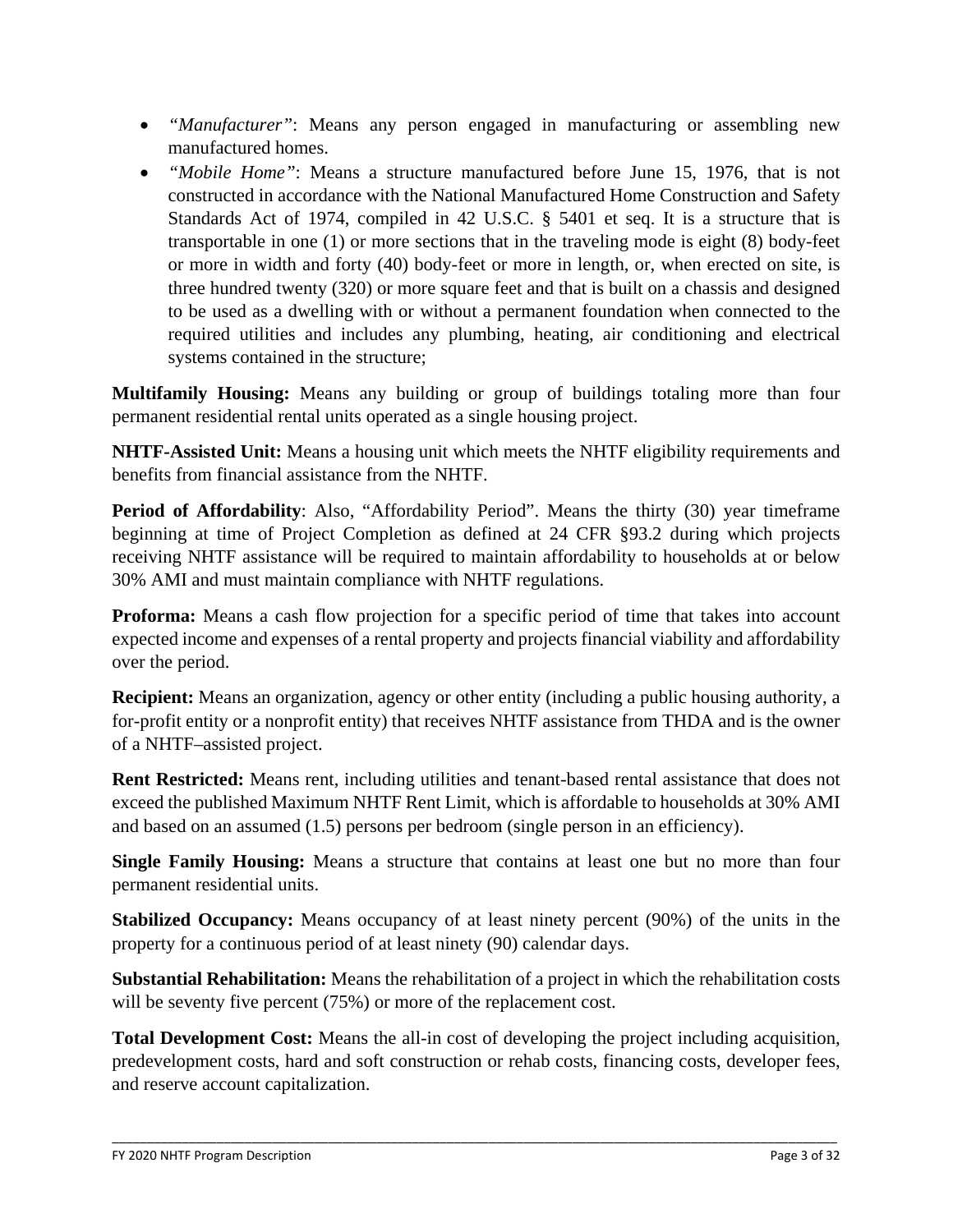- *"Manufacturer"*: Means any person engaged in manufacturing or assembling new manufactured homes.
- *"Mobile Home"*: Means a structure manufactured before June 15, 1976, that is not constructed in accordance with the National Manufactured Home Construction and Safety Standards Act of 1974, compiled in 42 U.S.C. § 5401 et seq. It is a structure that is transportable in one (1) or more sections that in the traveling mode is eight (8) body-feet or more in width and forty (40) body-feet or more in length, or, when erected on site, is three hundred twenty (320) or more square feet and that is built on a chassis and designed to be used as a dwelling with or without a permanent foundation when connected to the required utilities and includes any plumbing, heating, air conditioning and electrical systems contained in the structure;

**Multifamily Housing:** Means any building or group of buildings totaling more than four permanent residential rental units operated as a single housing project.

**NHTF-Assisted Unit:** Means a housing unit which meets the NHTF eligibility requirements and benefits from financial assistance from the NHTF.

**Period of Affordability**: Also, "Affordability Period". Means the thirty (30) year timeframe beginning at time of Project Completion as defined at 24 CFR §93.2 during which projects receiving NHTF assistance will be required to maintain affordability to households at or below 30% AMI and must maintain compliance with NHTF regulations.

**Proforma:** Means a cash flow projection for a specific period of time that takes into account expected income and expenses of a rental property and projects financial viability and affordability over the period.

**Recipient:** Means an organization, agency or other entity (including a public housing authority, a for-profit entity or a nonprofit entity) that receives NHTF assistance from THDA and is the owner of a NHTF–assisted project.

**Rent Restricted:** Means rent, including utilities and tenant-based rental assistance that does not exceed the published Maximum NHTF Rent Limit, which is affordable to households at 30% AMI and based on an assumed (1.5) persons per bedroom (single person in an efficiency).

**Single Family Housing:** Means a structure that contains at least one but no more than four permanent residential units.

**Stabilized Occupancy:** Means occupancy of at least ninety percent (90%) of the units in the property for a continuous period of at least ninety (90) calendar days.

**Substantial Rehabilitation:** Means the rehabilitation of a project in which the rehabilitation costs will be seventy five percent (75%) or more of the replacement cost.

**Total Development Cost:** Means the all-in cost of developing the project including acquisition, predevelopment costs, hard and soft construction or rehab costs, financing costs, developer fees, and reserve account capitalization.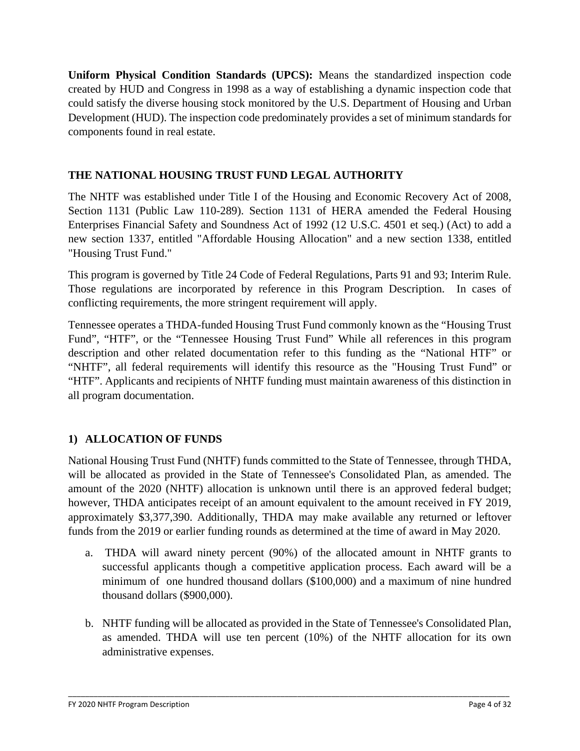**Uniform Physical Condition Standards (UPCS):** Means the standardized inspection code created by HUD and Congress in 1998 as a way of establishing a dynamic inspection code that could satisfy the diverse housing stock monitored by the U.S. Department of Housing and Urban Development (HUD). The inspection code predominately provides a set of minimum standards for components found in real estate.

## THE NATIONAL HOUSING TRUST FUND LEGAL AUTHORITY

The NHTF was established under Title I of the Housing and Economic Recovery Act of 2008, Section 1131 (Public Law 110-289). Section 1131 of HERA amended the Federal Housing Enterprises Financial Safety and Soundness Act of 1992 (12 U.S.C. 4501 et seq.) (Act) to add a new section 1337, entitled "Affordable Housing Allocation" and a new section 1338, entitled "Housing Trust Fund."

This program is governed by Title 24 Code of Federal Regulations, Parts 91 and 93; Interim Rule. Those regulations are incorporated by reference in this Program Description. In cases of conflicting requirements, the more stringent requirement will apply.

Tennessee operates a THDA-funded Housing Trust Fund commonly known as the "Housing Trust Fund", "HTF", or the "Tennessee Housing Trust Fund" While all references in this program description and other related documentation refer to this funding as the "National HTF" or "NHTF", all federal requirements will identify this resource as the "Housing Trust Fund" or "HTF". Applicants and recipients of NHTF funding must maintain awareness of this distinction in all program documentation.

## 1) ALLOCATION OF FUNDS

National Housing Trust Fund (NHTF) funds committed to the State of Tennessee, through THDA, will be allocated as provided in the State of Tennessee's Consolidated Plan, as amended. The amount of the 2020 (NHTF) allocation is unknown until there is an approved federal budget; however, THDA anticipates receipt of an amount equivalent to the amount received in FY 2019, approximately $3,377,390. Additionally, THDA may make available any returned or leftover funds from the 2019 or earlier funding rounds as determined at the time of award in May 2020.

a. THDA will award ninety percent (90%) of the allocated amount in NHTF grants to successful applicants though a competitive application process. Each award will be a minimum of one hundred thousand dollars ($100,000) and a maximum of nine hundred thousand dollars ($900,000).

b. NHTF funding will be allocated as provided in the State of Tennessee's Consolidated Plan, as amended. THDA will use ten percent (10%) of the NHTF allocation for its own administrative expenses.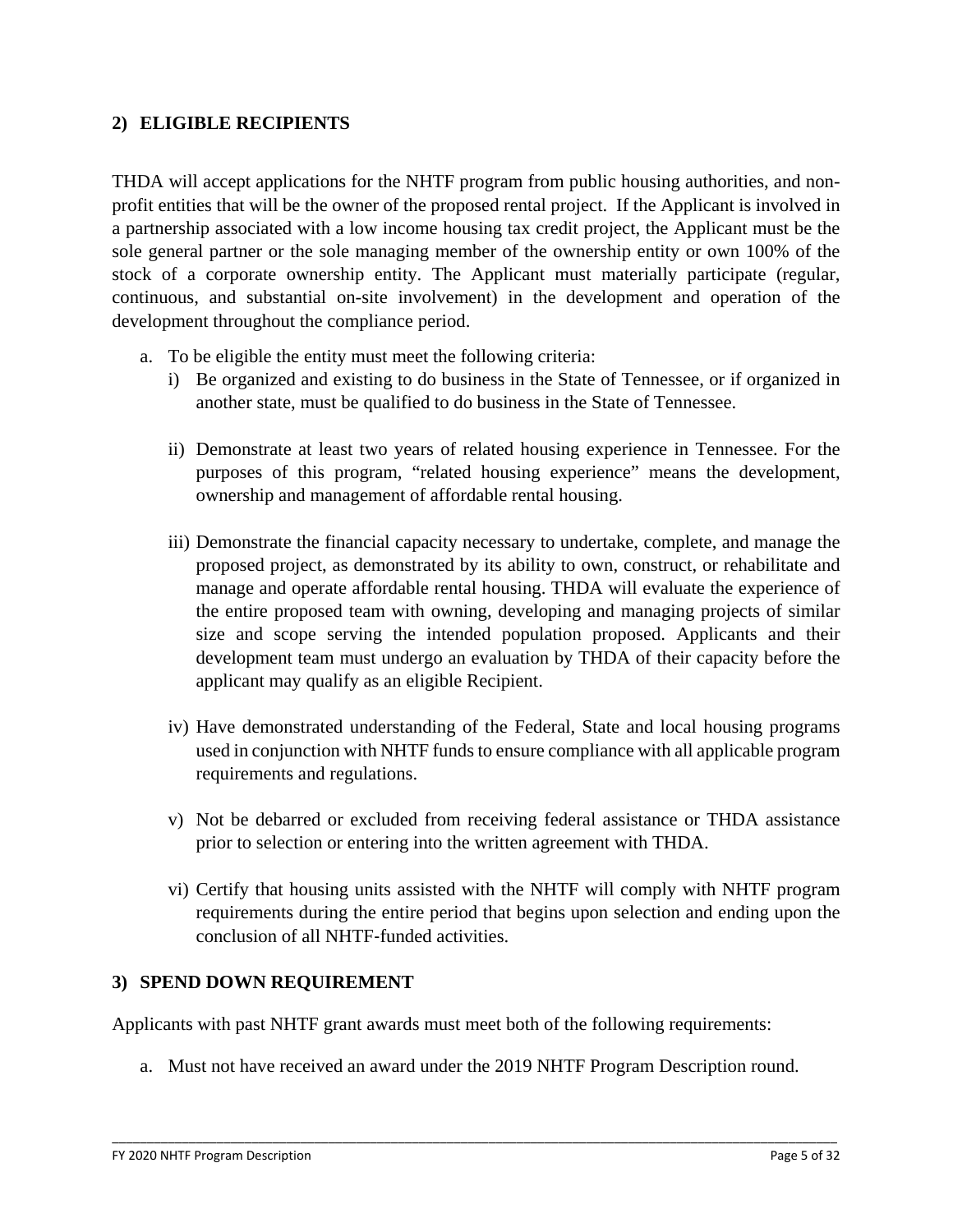## 2) ELIGIBLE RECIPIENTS

THDA will accept applications for the NHTF program from public housing authorities, and non-profit entities that will be the owner of the proposed rental project. If the Applicant is involved in a partnership associated with a low income housing tax credit project, the Applicant must be the sole general partner or the sole managing member of the ownership entity or own 100% of the stock of a corporate ownership entity. The Applicant must materially participate (regular, continuous, and substantial on-site involvement) in the development and operation of the development throughout the compliance period.

a. To be eligible the entity must meet the following criteria:
   i) Be organized and existing to do business in the State of Tennessee, or if organized in another state, must be qualified to do business in the State of Tennessee.

   ii) Demonstrate at least two years of related housing experience in Tennessee. For the purposes of this program, "related housing experience" means the development, ownership and management of affordable rental housing.

   iii) Demonstrate the financial capacity necessary to undertake, complete, and manage the proposed project, as demonstrated by its ability to own, construct, or rehabilitate and manage and operate affordable rental housing. THDA will evaluate the experience of the entire proposed team with owning, developing and managing projects of similar size and scope serving the intended population proposed. Applicants and their development team must undergo an evaluation by THDA of their capacity before the applicant may qualify as an eligible Recipient.

   iv) Have demonstrated understanding of the Federal, State and local housing programs used in conjunction with NHTF funds to ensure compliance with all applicable program requirements and regulations.

   v) Not be debarred or excluded from receiving federal assistance or THDA assistance prior to selection or entering into the written agreement with THDA.

   vi) Certify that housing units assisted with the NHTF will comply with NHTF program requirements during the entire period that begins upon selection and ending upon the conclusion of all NHTF-funded activities.

## 3) SPEND DOWN REQUIREMENT

Applicants with past NHTF grant awards must meet both of the following requirements:

a. Must not have received an award under the 2019 NHTF Program Description round.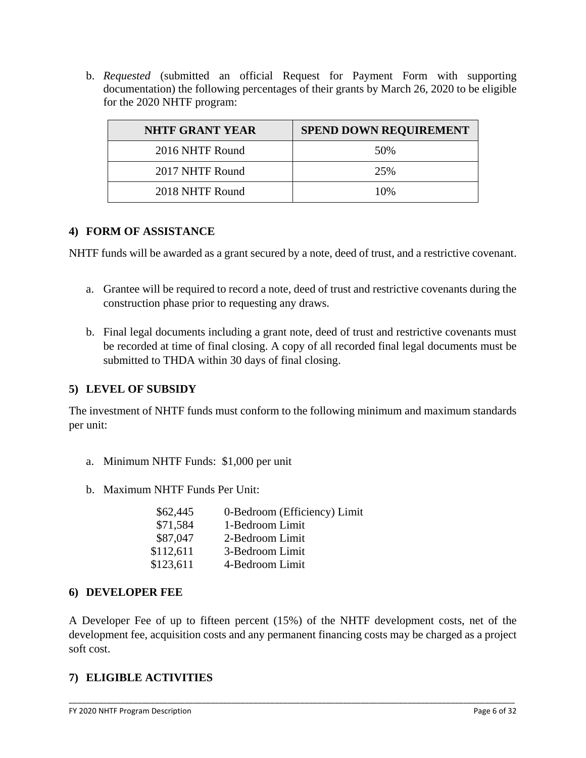b. *Requested* (submitted an official Request for Payment Form with supporting documentation) the following percentages of their grants by March 26, 2020 to be eligible for the 2020 NHTF program:

| NHTF GRANT YEAR | SPEND DOWN REQUIREMENT |
|---|---|
| 2016 NHTF Round | 50% |
| 2017 NHTF Round | 25% |
| 2018 NHTF Round | 10% |

### 4) FORM OF ASSISTANCE

NHTF funds will be awarded as a grant secured by a note, deed of trust, and a restrictive covenant.

a. Grantee will be required to record a note, deed of trust and restrictive covenants during the construction phase prior to requesting any draws.

b. Final legal documents including a grant note, deed of trust and restrictive covenants must be recorded at time of final closing. A copy of all recorded final legal documents must be submitted to THDA within 30 days of final closing.

### 5) LEVEL OF SUBSIDY

The investment of NHTF funds must conform to the following minimum and maximum standards per unit:

a. Minimum NHTF Funds: $1,000 per unit

b. Maximum NHTF Funds Per Unit:

| | |
|---|---|
| $62,445 | 0-Bedroom (Efficiency) Limit |
| $71,584 | 1-Bedroom Limit |
| $87,047 | 2-Bedroom Limit |
| $112,611 | 3-Bedroom Limit |
| $123,611 | 4-Bedroom Limit |

### 6) DEVELOPER FEE

A Developer Fee of up to fifteen percent (15%) of the NHTF development costs, net of the development fee, acquisition costs and any permanent financing costs may be charged as a project soft cost.

### 7) ELIGIBLE ACTIVITIES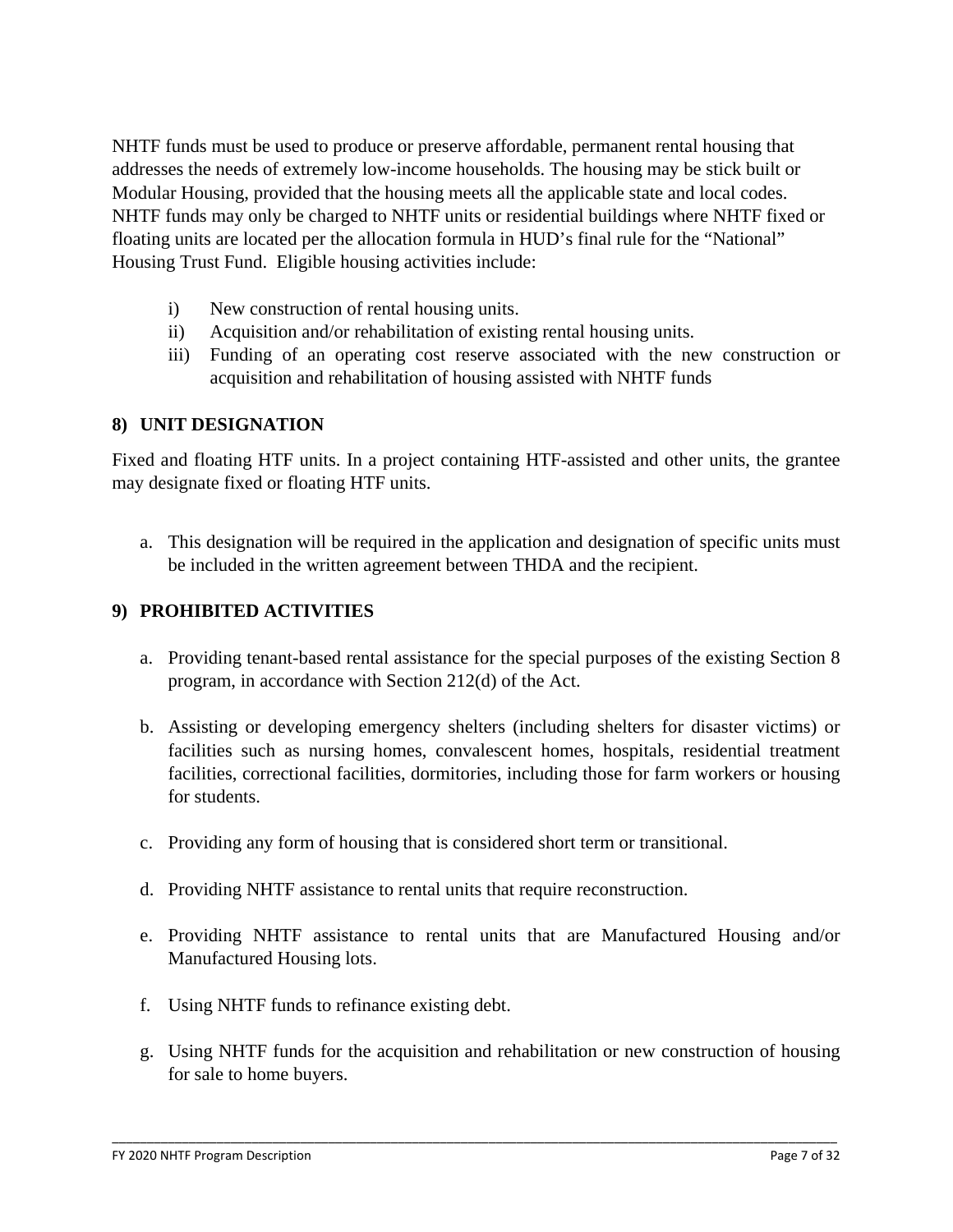NHTF funds must be used to produce or preserve affordable, permanent rental housing that addresses the needs of extremely low-income households. The housing may be stick built or Modular Housing, provided that the housing meets all the applicable state and local codes. NHTF funds may only be charged to NHTF units or residential buildings where NHTF fixed or floating units are located per the allocation formula in HUD's final rule for the "National" Housing Trust Fund. Eligible housing activities include:

i) New construction of rental housing units.
ii) Acquisition and/or rehabilitation of existing rental housing units.
iii) Funding of an operating cost reserve associated with the new construction or acquisition and rehabilitation of housing assisted with NHTF funds

## 8) UNIT DESIGNATION

Fixed and floating HTF units. In a project containing HTF-assisted and other units, the grantee may designate fixed or floating HTF units.

a. This designation will be required in the application and designation of specific units must be included in the written agreement between THDA and the recipient.

## 9) PROHIBITED ACTIVITIES

a. Providing tenant-based rental assistance for the special purposes of the existing Section 8 program, in accordance with Section 212(d) of the Act.

b. Assisting or developing emergency shelters (including shelters for disaster victims) or facilities such as nursing homes, convalescent homes, hospitals, residential treatment facilities, correctional facilities, dormitories, including those for farm workers or housing for students.

c. Providing any form of housing that is considered short term or transitional.

d. Providing NHTF assistance to rental units that require reconstruction.

e. Providing NHTF assistance to rental units that are Manufactured Housing and/or Manufactured Housing lots.

f. Using NHTF funds to refinance existing debt.

g. Using NHTF funds for the acquisition and rehabilitation or new construction of housing for sale to home buyers.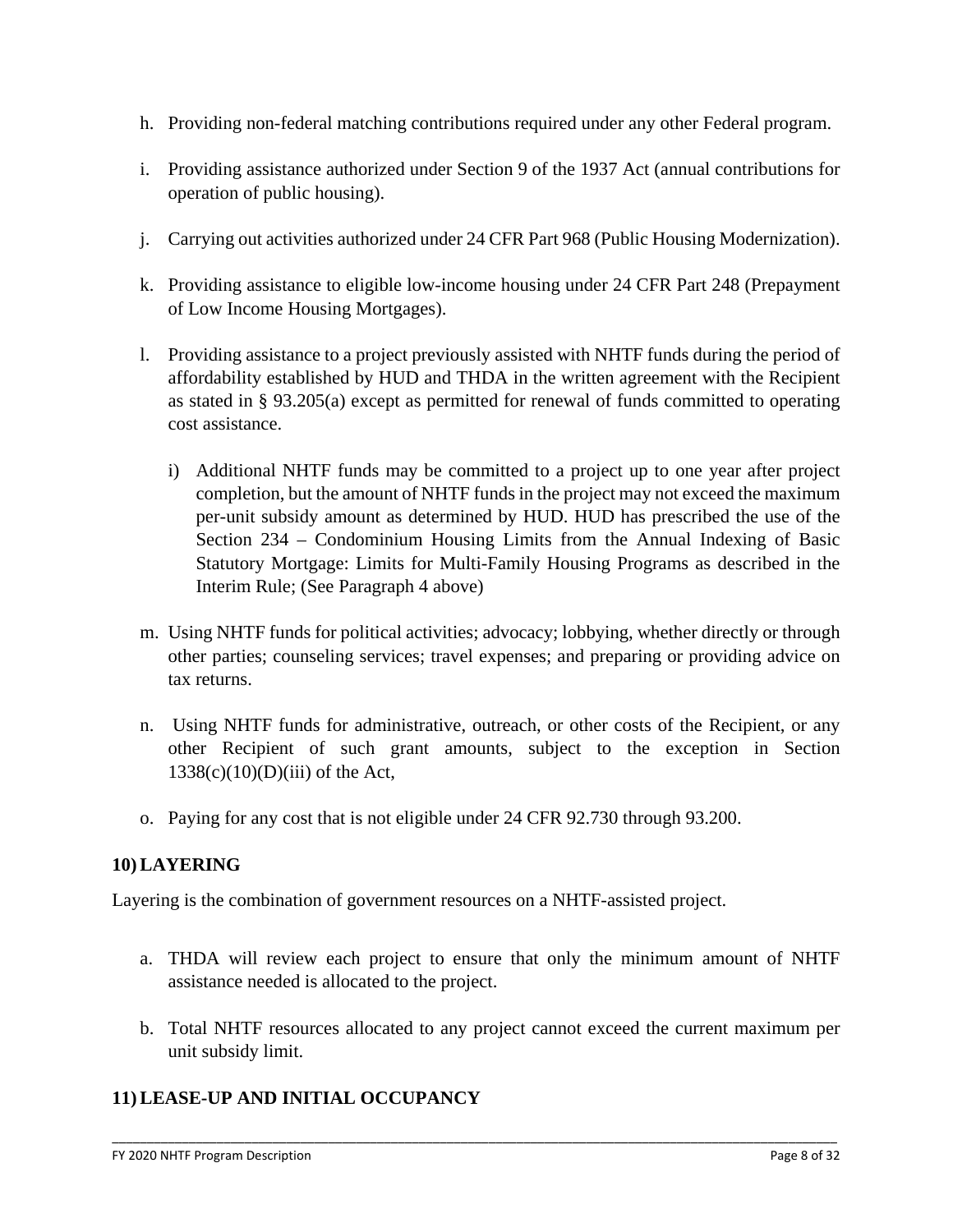h. Providing non-federal matching contributions required under any other Federal program.

i. Providing assistance authorized under Section 9 of the 1937 Act (annual contributions for operation of public housing).

j. Carrying out activities authorized under 24 CFR Part 968 (Public Housing Modernization).

k. Providing assistance to eligible low-income housing under 24 CFR Part 248 (Prepayment of Low Income Housing Mortgages).

l. Providing assistance to a project previously assisted with NHTF funds during the period of affordability established by HUD and THDA in the written agreement with the Recipient as stated in § 93.205(a) except as permitted for renewal of funds committed to operating cost assistance.

   i) Additional NHTF funds may be committed to a project up to one year after project completion, but the amount of NHTF funds in the project may not exceed the maximum per-unit subsidy amount as determined by HUD. HUD has prescribed the use of the Section 234 – Condominium Housing Limits from the Annual Indexing of Basic Statutory Mortgage: Limits for Multi-Family Housing Programs as described in the Interim Rule; (See Paragraph 4 above)

m. Using NHTF funds for political activities; advocacy; lobbying, whether directly or through other parties; counseling services; travel expenses; and preparing or providing advice on tax returns.

n. Using NHTF funds for administrative, outreach, or other costs of the Recipient, or any other Recipient of such grant amounts, subject to the exception in Section 1338(c)(10)(D)(iii) of the Act,

o. Paying for any cost that is not eligible under 24 CFR 92.730 through 93.200.

## 10) LAYERING

Layering is the combination of government resources on a NHTF-assisted project.

a. THDA will review each project to ensure that only the minimum amount of NHTF assistance needed is allocated to the project.

b. Total NHTF resources allocated to any project cannot exceed the current maximum per unit subsidy limit.

## 11) LEASE-UP AND INITIAL OCCUPANCY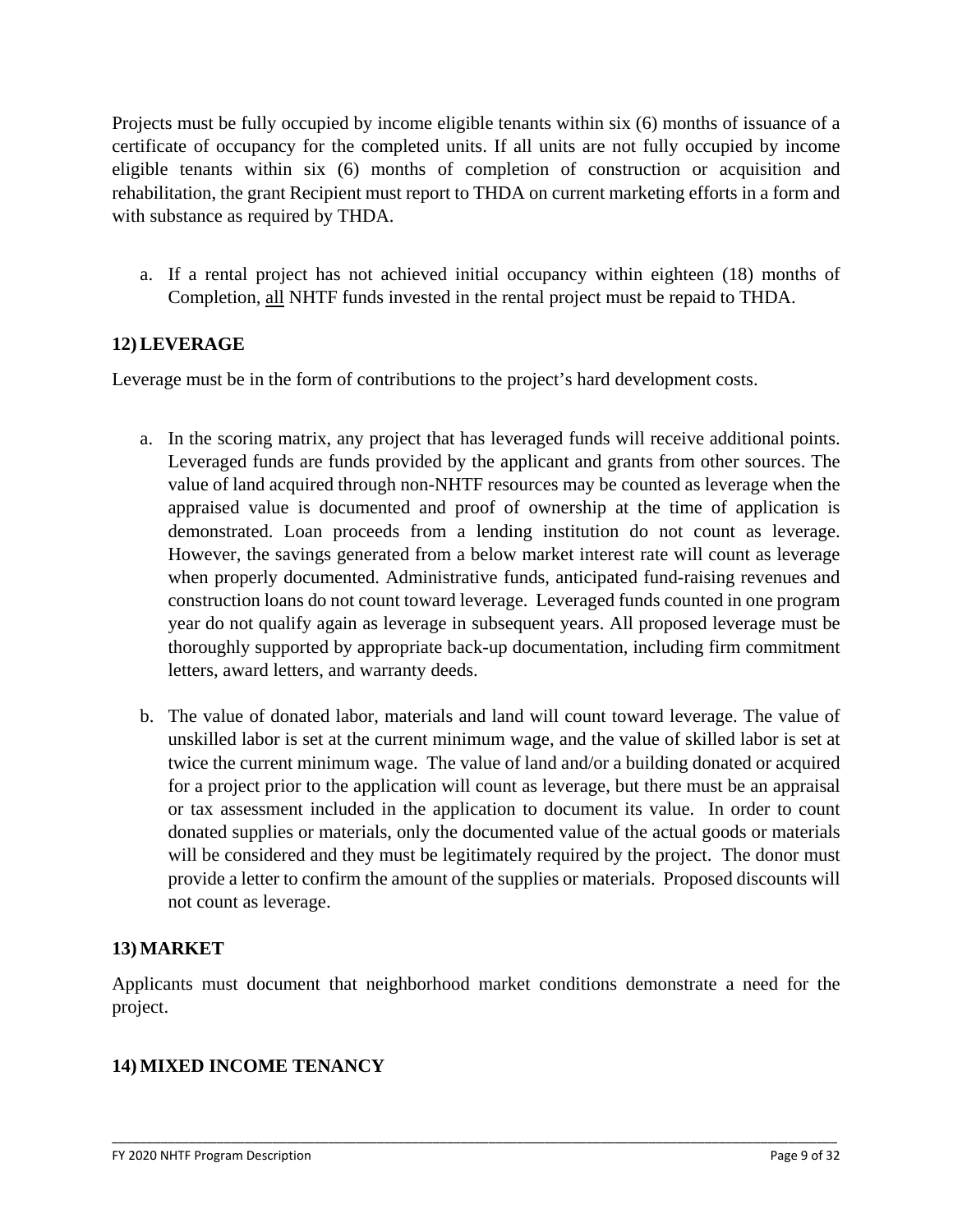Projects must be fully occupied by income eligible tenants within six (6) months of issuance of a certificate of occupancy for the completed units. If all units are not fully occupied by income eligible tenants within six (6) months of completion of construction or acquisition and rehabilitation, the grant Recipient must report to THDA on current marketing efforts in a form and with substance as required by THDA.

a. If a rental project has not achieved initial occupancy within eighteen (18) months of Completion, <u>all</u> NHTF funds invested in the rental project must be repaid to THDA.

## 12) LEVERAGE

Leverage must be in the form of contributions to the project's hard development costs.

a. In the scoring matrix, any project that has leveraged funds will receive additional points. Leveraged funds are funds provided by the applicant and grants from other sources. The value of land acquired through non-NHTF resources may be counted as leverage when the appraised value is documented and proof of ownership at the time of application is demonstrated. Loan proceeds from a lending institution do not count as leverage. However, the savings generated from a below market interest rate will count as leverage when properly documented. Administrative funds, anticipated fund-raising revenues and construction loans do not count toward leverage. Leveraged funds counted in one program year do not qualify again as leverage in subsequent years. All proposed leverage must be thoroughly supported by appropriate back-up documentation, including firm commitment letters, award letters, and warranty deeds.

b. The value of donated labor, materials and land will count toward leverage. The value of unskilled labor is set at the current minimum wage, and the value of skilled labor is set at twice the current minimum wage. The value of land and/or a building donated or acquired for a project prior to the application will count as leverage, but there must be an appraisal or tax assessment included in the application to document its value. In order to count donated supplies or materials, only the documented value of the actual goods or materials will be considered and they must be legitimately required by the project. The donor must provide a letter to confirm the amount of the supplies or materials. Proposed discounts will not count as leverage.

## 13) MARKET

Applicants must document that neighborhood market conditions demonstrate a need for the project.

## 14) MIXED INCOME TENANCY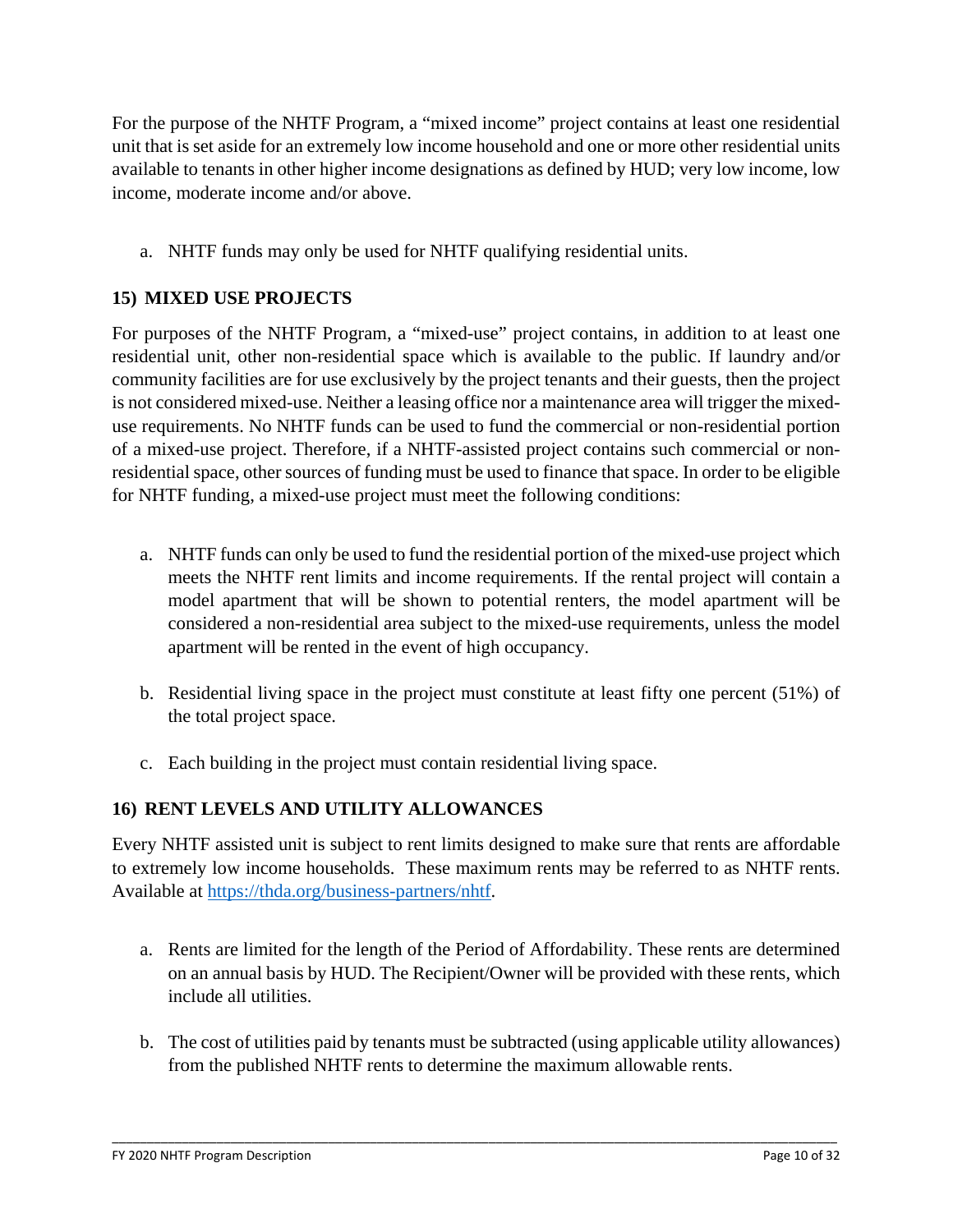For the purpose of the NHTF Program, a "mixed income" project contains at least one residential unit that is set aside for an extremely low income household and one or more other residential units available to tenants in other higher income designations as defined by HUD; very low income, low income, moderate income and/or above.

a. NHTF funds may only be used for NHTF qualifying residential units.

## 15) MIXED USE PROJECTS

For purposes of the NHTF Program, a "mixed-use" project contains, in addition to at least one residential unit, other non-residential space which is available to the public. If laundry and/or community facilities are for use exclusively by the project tenants and their guests, then the project is not considered mixed-use. Neither a leasing office nor a maintenance area will trigger the mixed-use requirements. No NHTF funds can be used to fund the commercial or non-residential portion of a mixed-use project. Therefore, if a NHTF-assisted project contains such commercial or non-residential space, other sources of funding must be used to finance that space. In order to be eligible for NHTF funding, a mixed-use project must meet the following conditions:

a. NHTF funds can only be used to fund the residential portion of the mixed-use project which meets the NHTF rent limits and income requirements. If the rental project will contain a model apartment that will be shown to potential renters, the model apartment will be considered a non-residential area subject to the mixed-use requirements, unless the model apartment will be rented in the event of high occupancy.

b. Residential living space in the project must constitute at least fifty one percent (51%) of the total project space.

c. Each building in the project must contain residential living space.

## 16) RENT LEVELS AND UTILITY ALLOWANCES

Every NHTF assisted unit is subject to rent limits designed to make sure that rents are affordable to extremely low income households. These maximum rents may be referred to as NHTF rents. Available at https://thda.org/business-partners/nhtf.

a. Rents are limited for the length of the Period of Affordability. These rents are determined on an annual basis by HUD. The Recipient/Owner will be provided with these rents, which include all utilities.

b. The cost of utilities paid by tenants must be subtracted (using applicable utility allowances) from the published NHTF rents to determine the maximum allowable rents.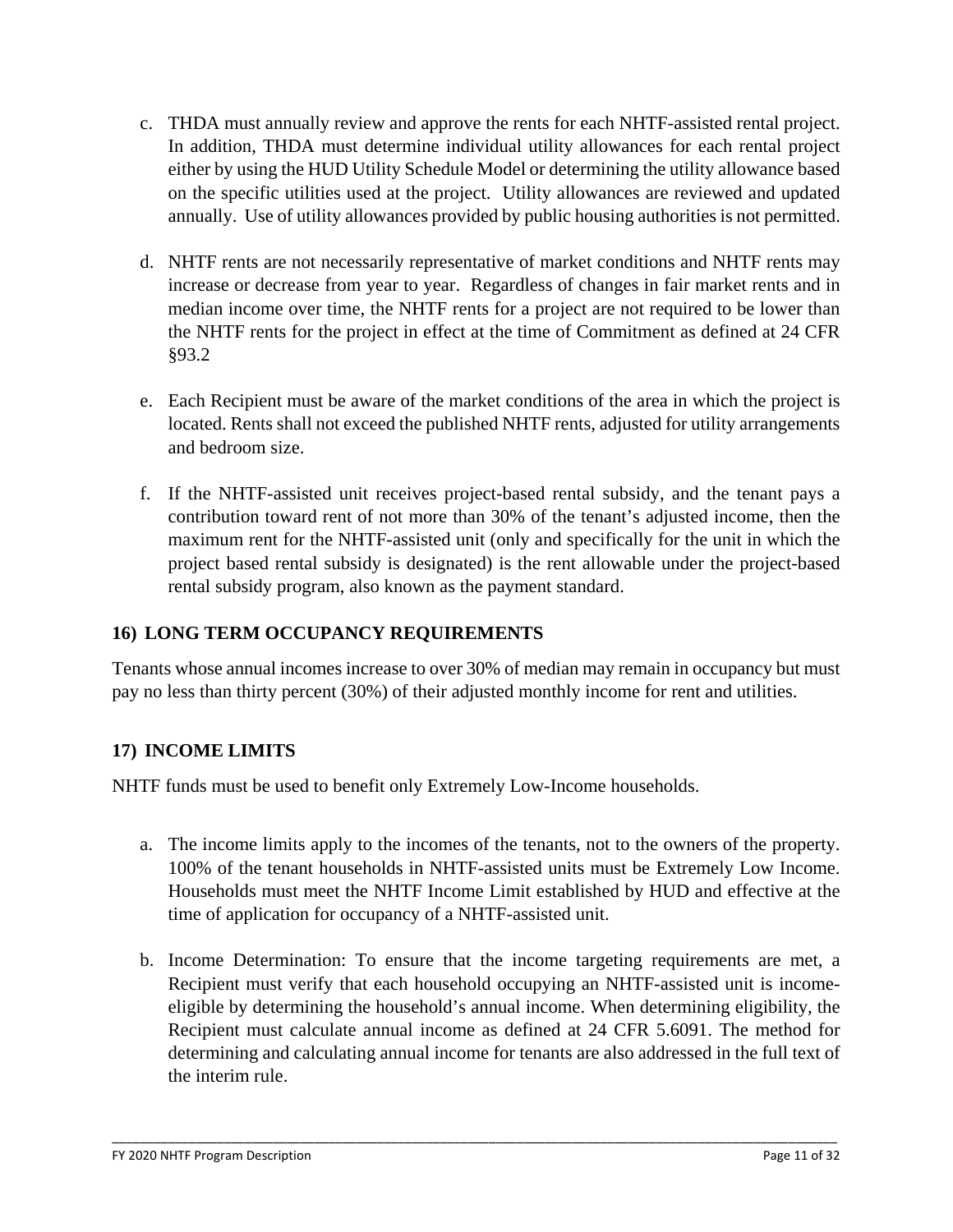c. THDA must annually review and approve the rents for each NHTF-assisted rental project. In addition, THDA must determine individual utility allowances for each rental project either by using the HUD Utility Schedule Model or determining the utility allowance based on the specific utilities used at the project. Utility allowances are reviewed and updated annually. Use of utility allowances provided by public housing authorities is not permitted.

d. NHTF rents are not necessarily representative of market conditions and NHTF rents may increase or decrease from year to year. Regardless of changes in fair market rents and in median income over time, the NHTF rents for a project are not required to be lower than the NHTF rents for the project in effect at the time of Commitment as defined at 24 CFR §93.2

e. Each Recipient must be aware of the market conditions of the area in which the project is located. Rents shall not exceed the published NHTF rents, adjusted for utility arrangements and bedroom size.

f. If the NHTF-assisted unit receives project-based rental subsidy, and the tenant pays a contribution toward rent of not more than 30% of the tenant's adjusted income, then the maximum rent for the NHTF-assisted unit (only and specifically for the unit in which the project based rental subsidy is designated) is the rent allowable under the project-based rental subsidy program, also known as the payment standard.

## 16) LONG TERM OCCUPANCY REQUIREMENTS

Tenants whose annual incomes increase to over 30% of median may remain in occupancy but must pay no less than thirty percent (30%) of their adjusted monthly income for rent and utilities.

## 17) INCOME LIMITS

NHTF funds must be used to benefit only Extremely Low-Income households.

a. The income limits apply to the incomes of the tenants, not to the owners of the property. 100% of the tenant households in NHTF-assisted units must be Extremely Low Income. Households must meet the NHTF Income Limit established by HUD and effective at the time of application for occupancy of a NHTF-assisted unit.

b. Income Determination: To ensure that the income targeting requirements are met, a Recipient must verify that each household occupying an NHTF-assisted unit is income-eligible by determining the household's annual income. When determining eligibility, the Recipient must calculate annual income as defined at 24 CFR 5.6091. The method for determining and calculating annual income for tenants are also addressed in the full text of the interim rule.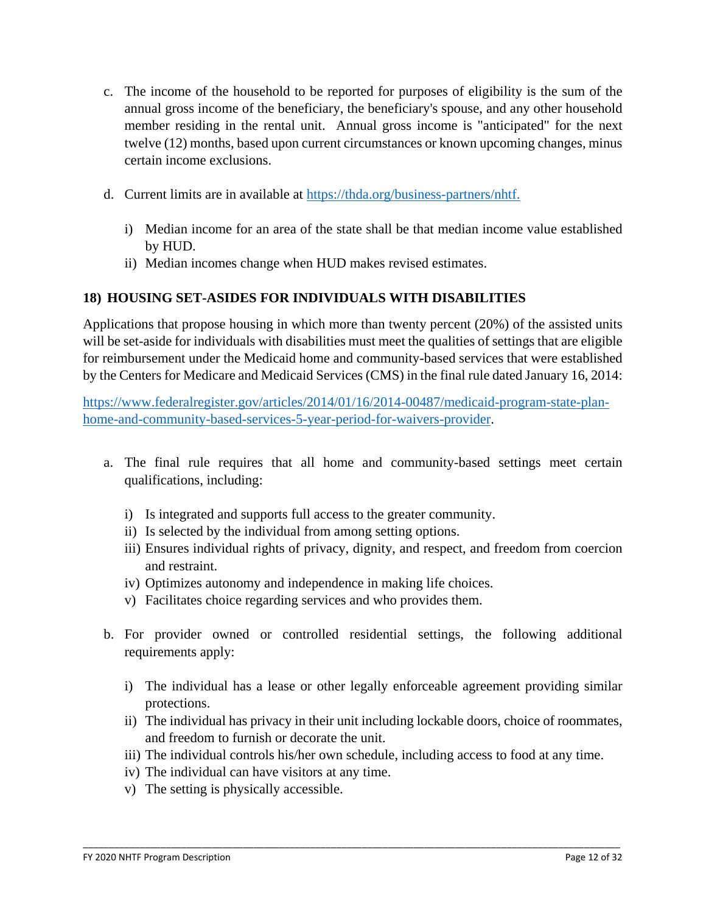c. The income of the household to be reported for purposes of eligibility is the sum of the annual gross income of the beneficiary, the beneficiary's spouse, and any other household member residing in the rental unit. Annual gross income is "anticipated" for the next twelve (12) months, based upon current circumstances or known upcoming changes, minus certain income exclusions.

d. Current limits are in available at [https://thda.org/business-partners/nhtf.](https://thda.org/business-partners/nhtf)

   i) Median income for an area of the state shall be that median income value established by HUD.
   ii) Median incomes change when HUD makes revised estimates.

## 18) HOUSING SET-ASIDES FOR INDIVIDUALS WITH DISABILITIES

Applications that propose housing in which more than twenty percent (20%) of the assisted units will be set-aside for individuals with disabilities must meet the qualities of settings that are eligible for reimbursement under the Medicaid home and community-based services that were established by the Centers for Medicare and Medicaid Services (CMS) in the final rule dated January 16, 2014:

[https://www.federalregister.gov/articles/2014/01/16/2014-00487/medicaid-program-state-plan-home-and-community-based-services-5-year-period-for-waivers-provider](https://www.federalregister.gov/articles/2014/01/16/2014-00487/medicaid-program-state-plan-home-and-community-based-services-5-year-period-for-waivers-provider).

a. The final rule requires that all home and community-based settings meet certain qualifications, including:

   i) Is integrated and supports full access to the greater community.
   ii) Is selected by the individual from among setting options.
   iii) Ensures individual rights of privacy, dignity, and respect, and freedom from coercion and restraint.
   iv) Optimizes autonomy and independence in making life choices.
   v) Facilitates choice regarding services and who provides them.

b. For provider owned or controlled residential settings, the following additional requirements apply:

   i) The individual has a lease or other legally enforceable agreement providing similar protections.
   ii) The individual has privacy in their unit including lockable doors, choice of roommates, and freedom to furnish or decorate the unit.
   iii) The individual controls his/her own schedule, including access to food at any time.
   iv) The individual can have visitors at any time.
   v) The setting is physically accessible.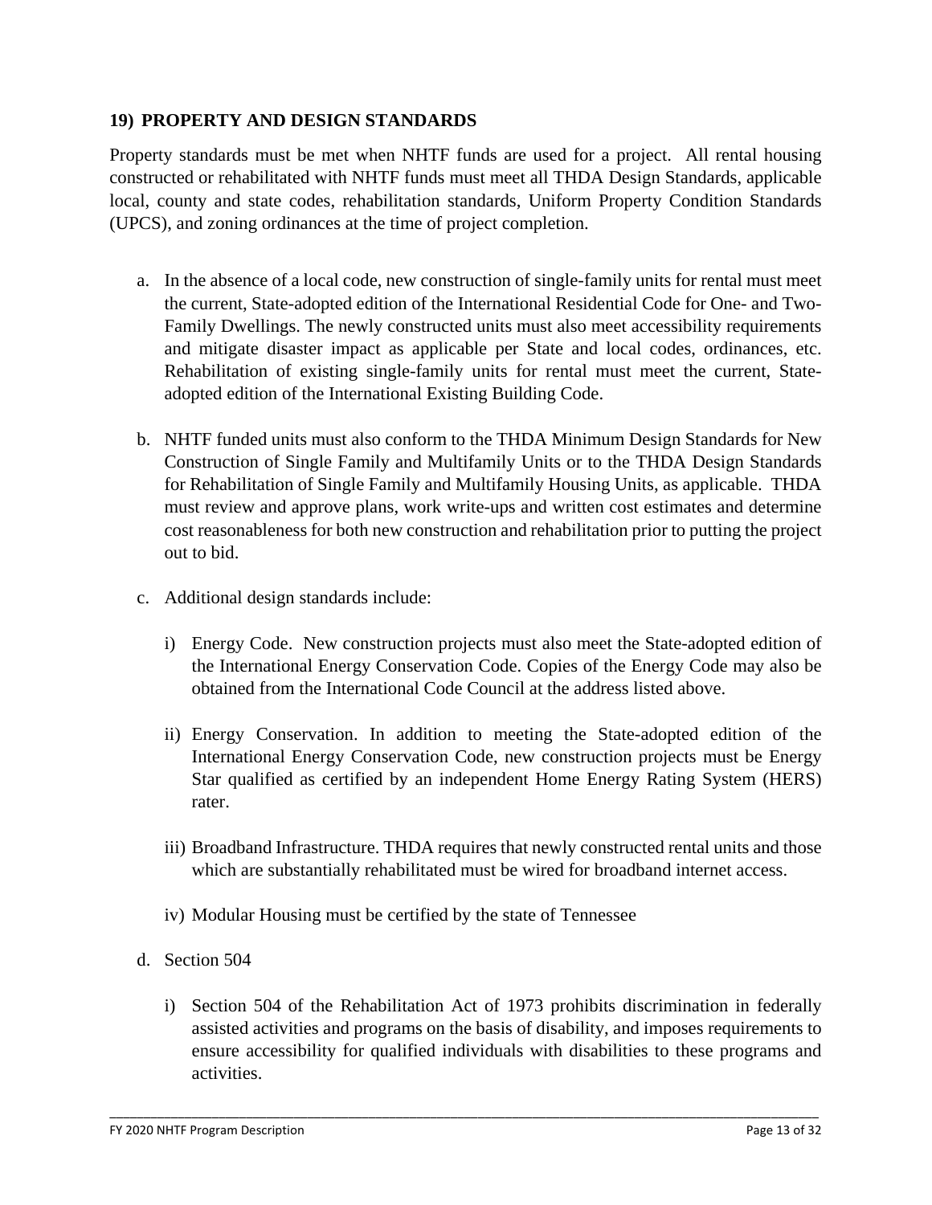## 19) PROPERTY AND DESIGN STANDARDS

Property standards must be met when NHTF funds are used for a project. All rental housing constructed or rehabilitated with NHTF funds must meet all THDA Design Standards, applicable local, county and state codes, rehabilitation standards, Uniform Property Condition Standards (UPCS), and zoning ordinances at the time of project completion.

a. In the absence of a local code, new construction of single-family units for rental must meet the current, State-adopted edition of the International Residential Code for One- and Two-Family Dwellings. The newly constructed units must also meet accessibility requirements and mitigate disaster impact as applicable per State and local codes, ordinances, etc. Rehabilitation of existing single-family units for rental must meet the current, State-adopted edition of the International Existing Building Code.

b. NHTF funded units must also conform to the THDA Minimum Design Standards for New Construction of Single Family and Multifamily Units or to the THDA Design Standards for Rehabilitation of Single Family and Multifamily Housing Units, as applicable. THDA must review and approve plans, work write-ups and written cost estimates and determine cost reasonableness for both new construction and rehabilitation prior to putting the project out to bid.

c. Additional design standards include:

   i) Energy Code. New construction projects must also meet the State-adopted edition of the International Energy Conservation Code. Copies of the Energy Code may also be obtained from the International Code Council at the address listed above.

   ii) Energy Conservation. In addition to meeting the State-adopted edition of the International Energy Conservation Code, new construction projects must be Energy Star qualified as certified by an independent Home Energy Rating System (HERS) rater.

   iii) Broadband Infrastructure. THDA requires that newly constructed rental units and those which are substantially rehabilitated must be wired for broadband internet access.

   iv) Modular Housing must be certified by the state of Tennessee

d. Section 504

   i) Section 504 of the Rehabilitation Act of 1973 prohibits discrimination in federally assisted activities and programs on the basis of disability, and imposes requirements to ensure accessibility for qualified individuals with disabilities to these programs and activities.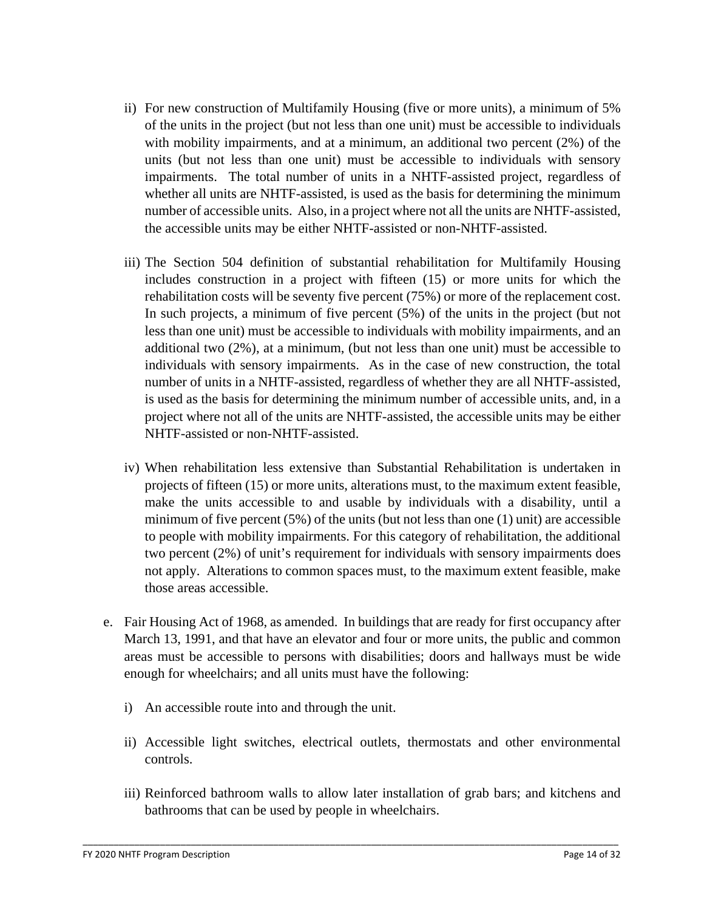ii) For new construction of Multifamily Housing (five or more units), a minimum of 5% of the units in the project (but not less than one unit) must be accessible to individuals with mobility impairments, and at a minimum, an additional two percent (2%) of the units (but not less than one unit) must be accessible to individuals with sensory impairments. The total number of units in a NHTF-assisted project, regardless of whether all units are NHTF-assisted, is used as the basis for determining the minimum number of accessible units. Also, in a project where not all the units are NHTF-assisted, the accessible units may be either NHTF-assisted or non-NHTF-assisted.

iii) The Section 504 definition of substantial rehabilitation for Multifamily Housing includes construction in a project with fifteen (15) or more units for which the rehabilitation costs will be seventy five percent (75%) or more of the replacement cost. In such projects, a minimum of five percent (5%) of the units in the project (but not less than one unit) must be accessible to individuals with mobility impairments, and an additional two (2%), at a minimum, (but not less than one unit) must be accessible to individuals with sensory impairments. As in the case of new construction, the total number of units in a NHTF-assisted, regardless of whether they are all NHTF-assisted, is used as the basis for determining the minimum number of accessible units, and, in a project where not all of the units are NHTF-assisted, the accessible units may be either NHTF-assisted or non-NHTF-assisted.

iv) When rehabilitation less extensive than Substantial Rehabilitation is undertaken in projects of fifteen (15) or more units, alterations must, to the maximum extent feasible, make the units accessible to and usable by individuals with a disability, until a minimum of five percent (5%) of the units (but not less than one (1) unit) are accessible to people with mobility impairments. For this category of rehabilitation, the additional two percent (2%) of unit's requirement for individuals with sensory impairments does not apply. Alterations to common spaces must, to the maximum extent feasible, make those areas accessible.

e. Fair Housing Act of 1968, as amended. In buildings that are ready for first occupancy after March 13, 1991, and that have an elevator and four or more units, the public and common areas must be accessible to persons with disabilities; doors and hallways must be wide enough for wheelchairs; and all units must have the following:

   i) An accessible route into and through the unit.

   ii) Accessible light switches, electrical outlets, thermostats and other environmental controls.

   iii) Reinforced bathroom walls to allow later installation of grab bars; and kitchens and bathrooms that can be used by people in wheelchairs.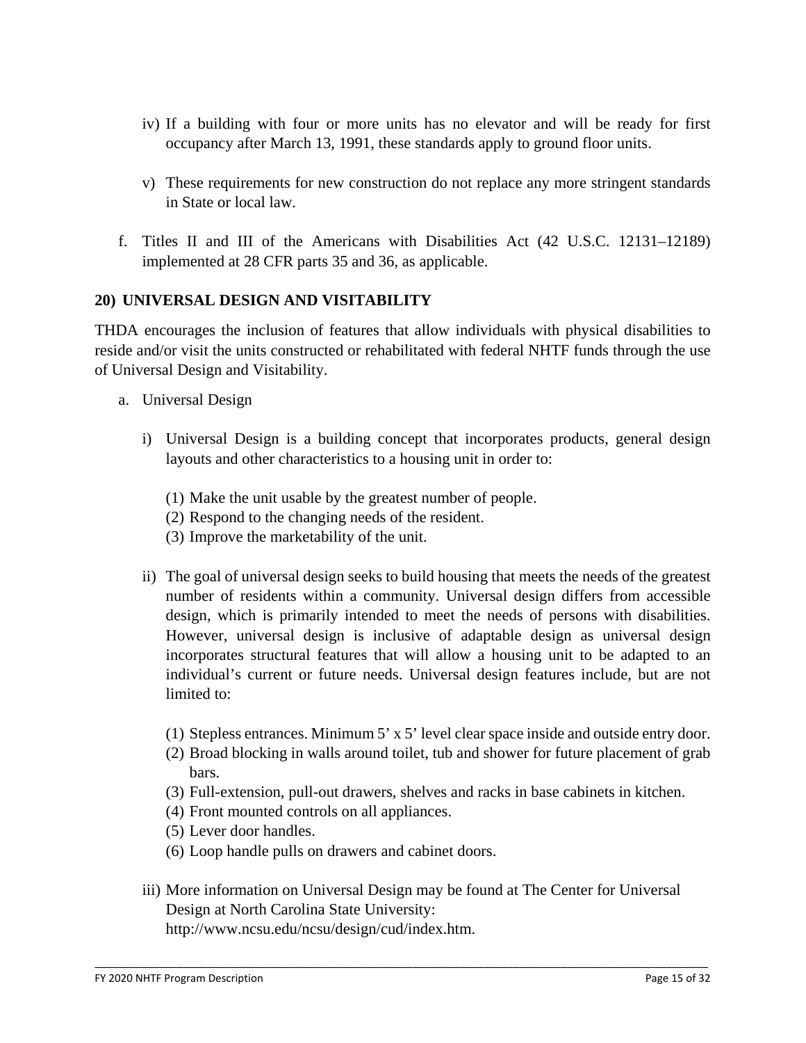iv) If a building with four or more units has no elevator and will be ready for first occupancy after March 13, 1991, these standards apply to ground floor units.

v) These requirements for new construction do not replace any more stringent standards in State or local law.

f. Titles II and III of the Americans with Disabilities Act (42 U.S.C. 12131–12189) implemented at 28 CFR parts 35 and 36, as applicable.

## 20) UNIVERSAL DESIGN AND VISITABILITY

THDA encourages the inclusion of features that allow individuals with physical disabilities to reside and/or visit the units constructed or rehabilitated with federal NHTF funds through the use of Universal Design and Visitability.

a. Universal Design

i) Universal Design is a building concept that incorporates products, general design layouts and other characteristics to a housing unit in order to:

(1) Make the unit usable by the greatest number of people.
(2) Respond to the changing needs of the resident.
(3) Improve the marketability of the unit.

ii) The goal of universal design seeks to build housing that meets the needs of the greatest number of residents within a community. Universal design differs from accessible design, which is primarily intended to meet the needs of persons with disabilities. However, universal design is inclusive of adaptable design as universal design incorporates structural features that will allow a housing unit to be adapted to an individual's current or future needs. Universal design features include, but are not limited to:

(1) Stepless entrances. Minimum 5' x 5' level clear space inside and outside entry door.
(2) Broad blocking in walls around toilet, tub and shower for future placement of grab bars.
(3) Full-extension, pull-out drawers, shelves and racks in base cabinets in kitchen.
(4) Front mounted controls on all appliances.
(5) Lever door handles.
(6) Loop handle pulls on drawers and cabinet doors.

iii) More information on Universal Design may be found at The Center for Universal Design at North Carolina State University: http://www.ncsu.edu/ncsu/design/cud/index.htm.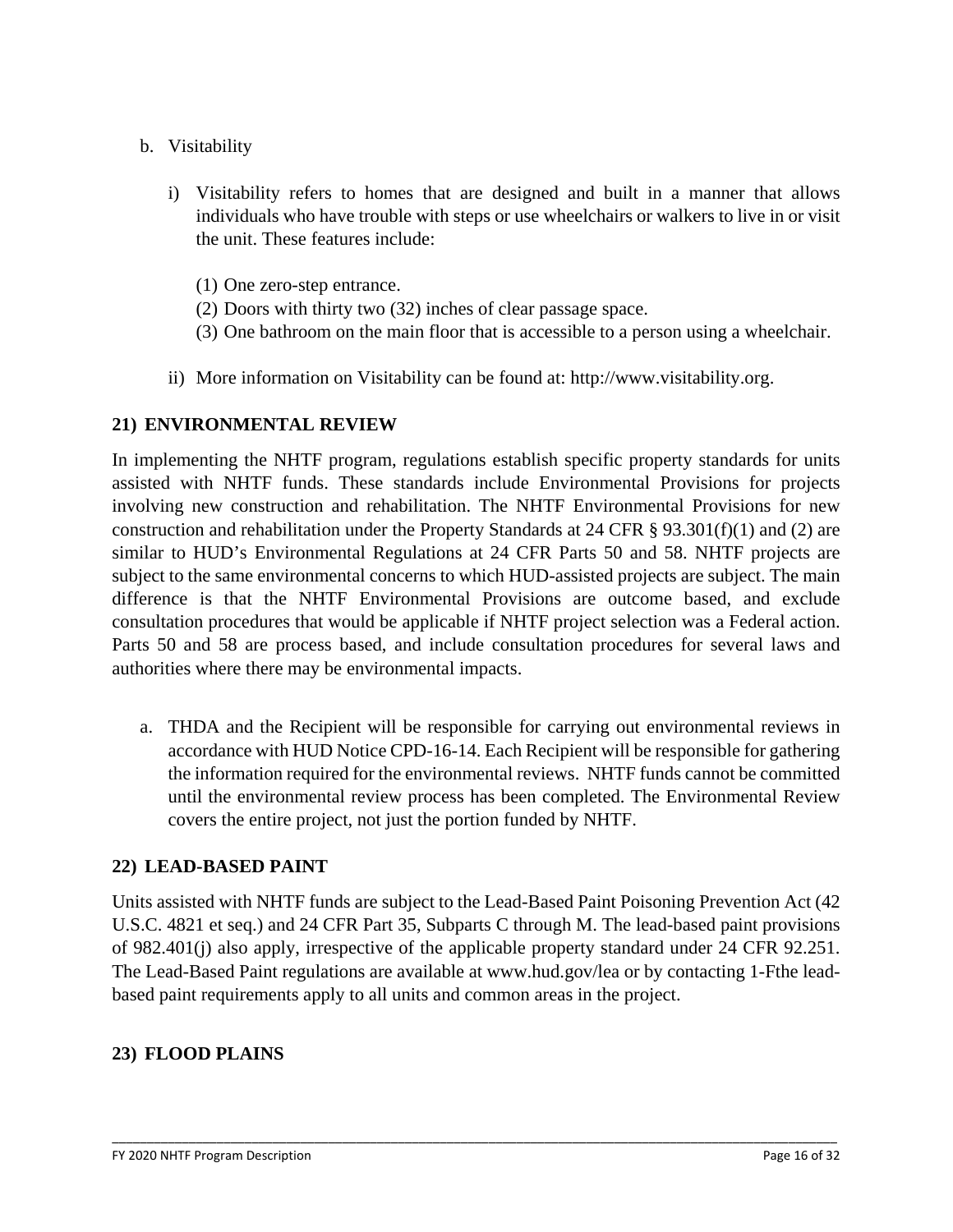b. Visitability

   i) Visitability refers to homes that are designed and built in a manner that allows individuals who have trouble with steps or use wheelchairs or walkers to live in or visit the unit. These features include:

      (1) One zero-step entrance.
      (2) Doors with thirty two (32) inches of clear passage space.
      (3) One bathroom on the main floor that is accessible to a person using a wheelchair.

   ii) More information on Visitability can be found at: http://www.visitability.org.

## 21) ENVIRONMENTAL REVIEW

In implementing the NHTF program, regulations establish specific property standards for units assisted with NHTF funds. These standards include Environmental Provisions for projects involving new construction and rehabilitation. The NHTF Environmental Provisions for new construction and rehabilitation under the Property Standards at 24 CFR § 93.301(f)(1) and (2) are similar to HUD's Environmental Regulations at 24 CFR Parts 50 and 58. NHTF projects are subject to the same environmental concerns to which HUD-assisted projects are subject. The main difference is that the NHTF Environmental Provisions are outcome based, and exclude consultation procedures that would be applicable if NHTF project selection was a Federal action. Parts 50 and 58 are process based, and include consultation procedures for several laws and authorities where there may be environmental impacts.

a. THDA and the Recipient will be responsible for carrying out environmental reviews in accordance with HUD Notice CPD-16-14. Each Recipient will be responsible for gathering the information required for the environmental reviews. NHTF funds cannot be committed until the environmental review process has been completed. The Environmental Review covers the entire project, not just the portion funded by NHTF.

## 22) LEAD-BASED PAINT

Units assisted with NHTF funds are subject to the Lead-Based Paint Poisoning Prevention Act (42 U.S.C. 4821 et seq.) and 24 CFR Part 35, Subparts C through M. The lead-based paint provisions of 982.401(j) also apply, irrespective of the applicable property standard under 24 CFR 92.251. The Lead-Based Paint regulations are available at www.hud.gov/lea or by contacting 1-Fthe lead-based paint requirements apply to all units and common areas in the project.

## 23) FLOOD PLAINS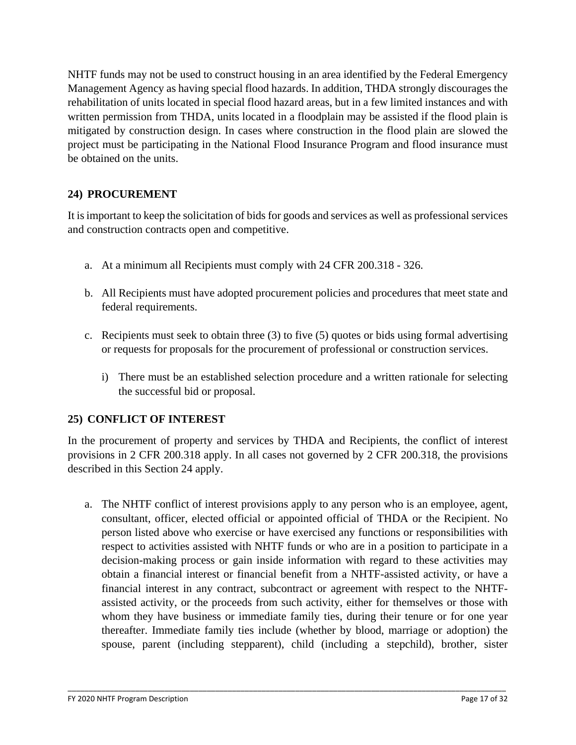NHTF funds may not be used to construct housing in an area identified by the Federal Emergency Management Agency as having special flood hazards. In addition, THDA strongly discourages the rehabilitation of units located in special flood hazard areas, but in a few limited instances and with written permission from THDA, units located in a floodplain may be assisted if the flood plain is mitigated by construction design. In cases where construction in the flood plain are slowed the project must be participating in the National Flood Insurance Program and flood insurance must be obtained on the units.

### 24) PROCUREMENT

It is important to keep the solicitation of bids for goods and services as well as professional services and construction contracts open and competitive.

a. At a minimum all Recipients must comply with 24 CFR 200.318 - 326.

b. All Recipients must have adopted procurement policies and procedures that meet state and federal requirements.

c. Recipients must seek to obtain three (3) to five (5) quotes or bids using formal advertising or requests for proposals for the procurement of professional or construction services.

   i) There must be an established selection procedure and a written rationale for selecting the successful bid or proposal.

### 25) CONFLICT OF INTEREST

In the procurement of property and services by THDA and Recipients, the conflict of interest provisions in 2 CFR 200.318 apply. In all cases not governed by 2 CFR 200.318, the provisions described in this Section 24 apply.

a. The NHTF conflict of interest provisions apply to any person who is an employee, agent, consultant, officer, elected official or appointed official of THDA or the Recipient. No person listed above who exercise or have exercised any functions or responsibilities with respect to activities assisted with NHTF funds or who are in a position to participate in a decision-making process or gain inside information with regard to these activities may obtain a financial interest or financial benefit from a NHTF-assisted activity, or have a financial interest in any contract, subcontract or agreement with respect to the NHTF-assisted activity, or the proceeds from such activity, either for themselves or those with whom they have business or immediate family ties, during their tenure or for one year thereafter. Immediate family ties include (whether by blood, marriage or adoption) the spouse, parent (including stepparent), child (including a stepchild), brother, sister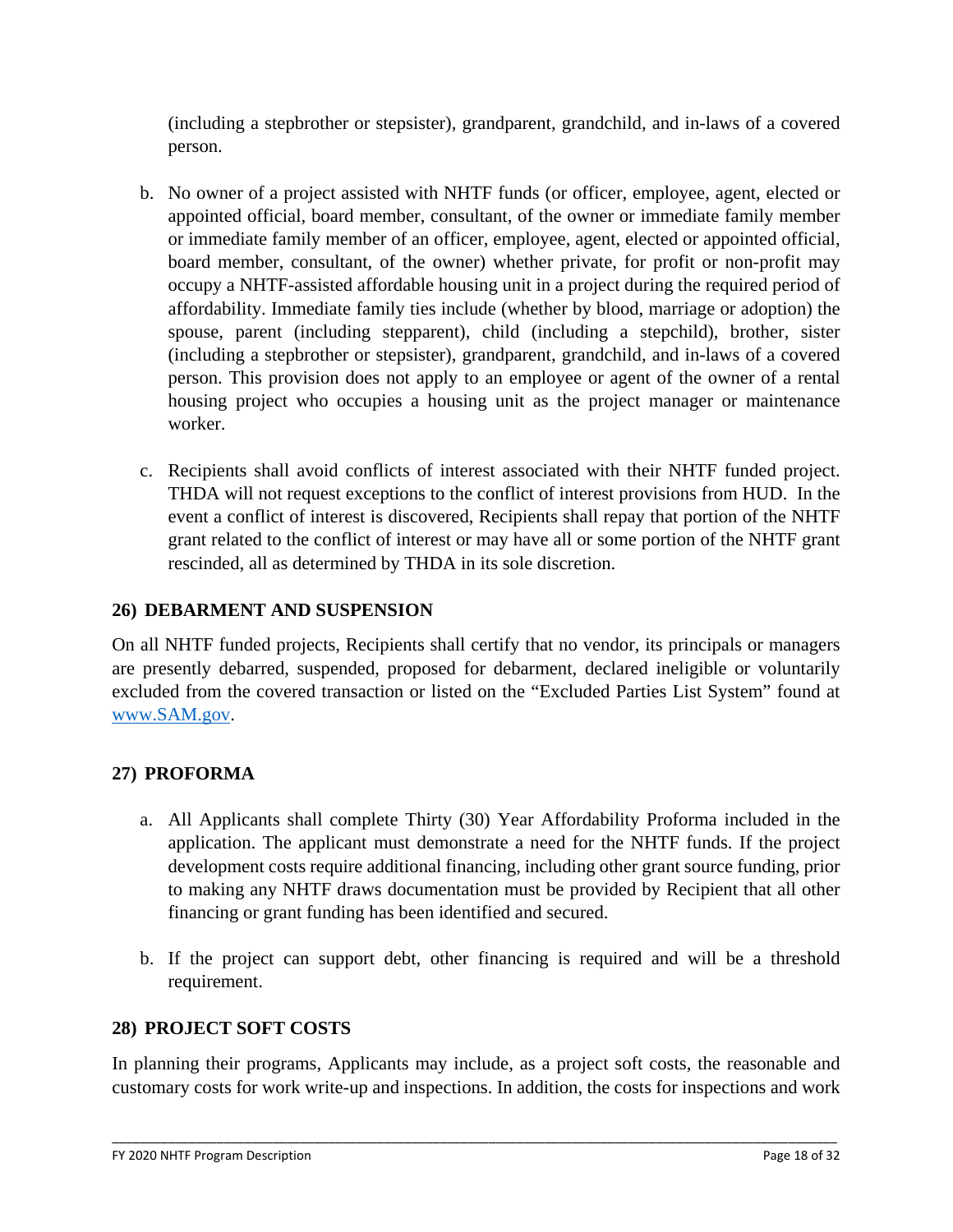(including a stepbrother or stepsister), grandparent, grandchild, and in-laws of a covered person.

b. No owner of a project assisted with NHTF funds (or officer, employee, agent, elected or appointed official, board member, consultant, of the owner or immediate family member or immediate family member of an officer, employee, agent, elected or appointed official, board member, consultant, of the owner) whether private, for profit or non-profit may occupy a NHTF-assisted affordable housing unit in a project during the required period of affordability. Immediate family ties include (whether by blood, marriage or adoption) the spouse, parent (including stepparent), child (including a stepchild), brother, sister (including a stepbrother or stepsister), grandparent, grandchild, and in-laws of a covered person. This provision does not apply to an employee or agent of the owner of a rental housing project who occupies a housing unit as the project manager or maintenance worker.

c. Recipients shall avoid conflicts of interest associated with their NHTF funded project. THDA will not request exceptions to the conflict of interest provisions from HUD. In the event a conflict of interest is discovered, Recipients shall repay that portion of the NHTF grant related to the conflict of interest or may have all or some portion of the NHTF grant rescinded, all as determined by THDA in its sole discretion.

## 26) DEBARMENT AND SUSPENSION

On all NHTF funded projects, Recipients shall certify that no vendor, its principals or managers are presently debarred, suspended, proposed for debarment, declared ineligible or voluntarily excluded from the covered transaction or listed on the "Excluded Parties List System" found at [www.SAM.gov](http://www.SAM.gov).

## 27) PROFORMA

a. All Applicants shall complete Thirty (30) Year Affordability Proforma included in the application. The applicant must demonstrate a need for the NHTF funds. If the project development costs require additional financing, including other grant source funding, prior to making any NHTF draws documentation must be provided by Recipient that all other financing or grant funding has been identified and secured.

b. If the project can support debt, other financing is required and will be a threshold requirement.

## 28) PROJECT SOFT COSTS

In planning their programs, Applicants may include, as a project soft costs, the reasonable and customary costs for work write-up and inspections. In addition, the costs for inspections and work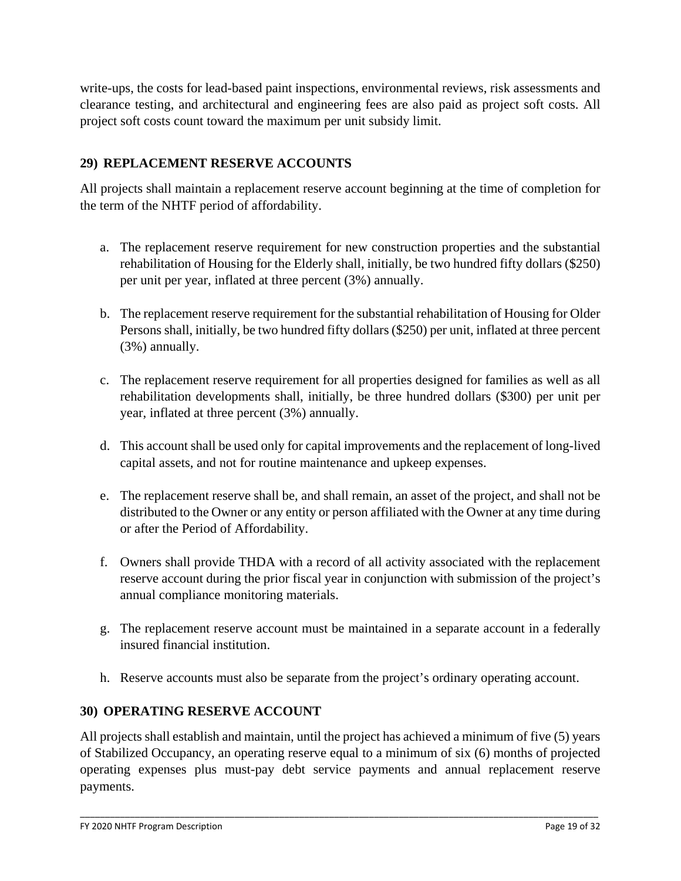write-ups, the costs for lead-based paint inspections, environmental reviews, risk assessments and clearance testing, and architectural and engineering fees are also paid as project soft costs. All project soft costs count toward the maximum per unit subsidy limit.

## 29) REPLACEMENT RESERVE ACCOUNTS

All projects shall maintain a replacement reserve account beginning at the time of completion for the term of the NHTF period of affordability.

a. The replacement reserve requirement for new construction properties and the substantial rehabilitation of Housing for the Elderly shall, initially, be two hundred fifty dollars ($250) per unit per year, inflated at three percent (3%) annually.

b. The replacement reserve requirement for the substantial rehabilitation of Housing for Older Persons shall, initially, be two hundred fifty dollars ($250) per unit, inflated at three percent (3%) annually.

c. The replacement reserve requirement for all properties designed for families as well as all rehabilitation developments shall, initially, be three hundred dollars ($300) per unit per year, inflated at three percent (3%) annually.

d. This account shall be used only for capital improvements and the replacement of long-lived capital assets, and not for routine maintenance and upkeep expenses.

e. The replacement reserve shall be, and shall remain, an asset of the project, and shall not be distributed to the Owner or any entity or person affiliated with the Owner at any time during or after the Period of Affordability.

f. Owners shall provide THDA with a record of all activity associated with the replacement reserve account during the prior fiscal year in conjunction with submission of the project's annual compliance monitoring materials.

g. The replacement reserve account must be maintained in a separate account in a federally insured financial institution.

h. Reserve accounts must also be separate from the project's ordinary operating account.

## 30) OPERATING RESERVE ACCOUNT

All projects shall establish and maintain, until the project has achieved a minimum of five (5) years of Stabilized Occupancy, an operating reserve equal to a minimum of six (6) months of projected operating expenses plus must-pay debt service payments and annual replacement reserve payments.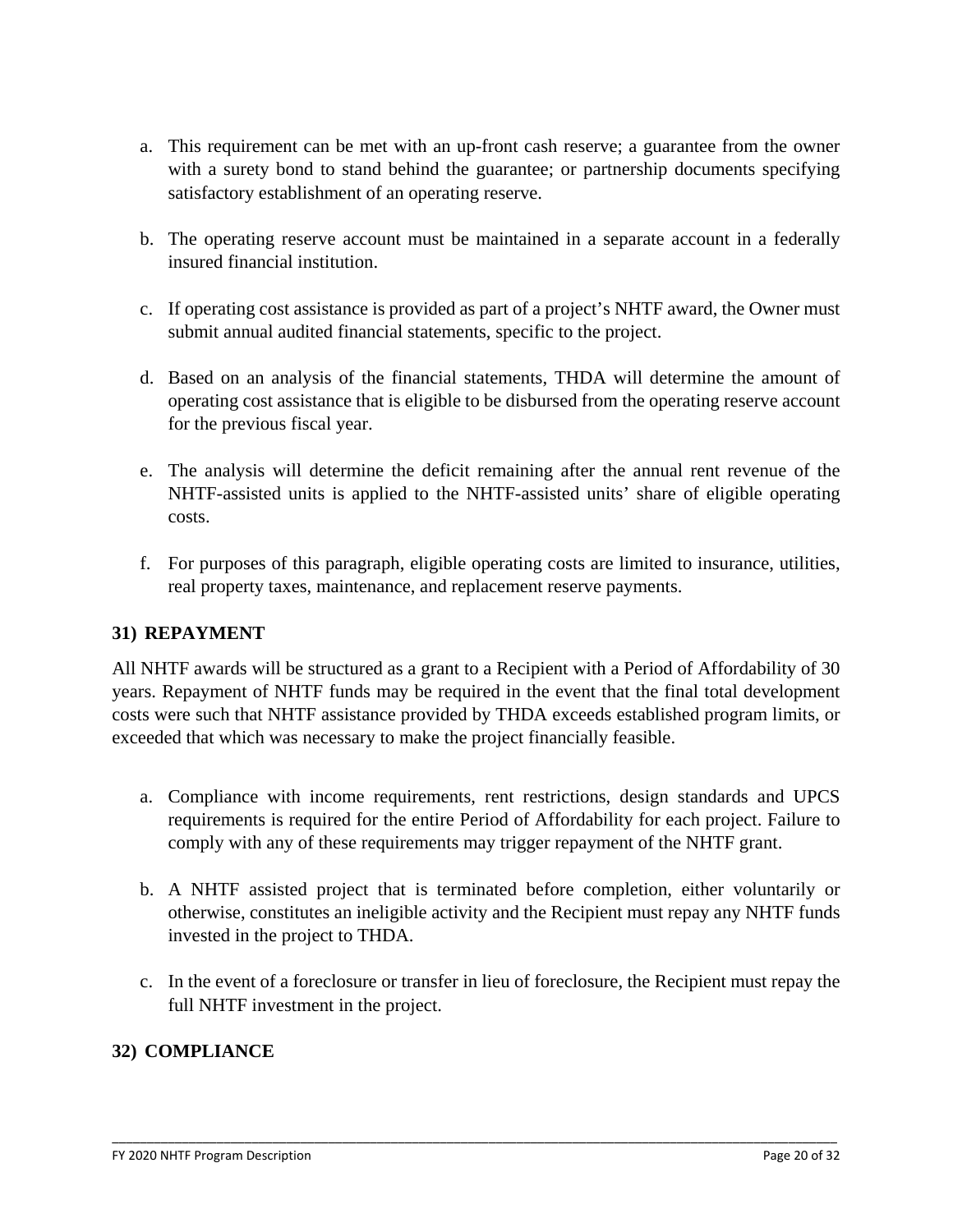a. This requirement can be met with an up-front cash reserve; a guarantee from the owner with a surety bond to stand behind the guarantee; or partnership documents specifying satisfactory establishment of an operating reserve.

b. The operating reserve account must be maintained in a separate account in a federally insured financial institution.

c. If operating cost assistance is provided as part of a project's NHTF award, the Owner must submit annual audited financial statements, specific to the project.

d. Based on an analysis of the financial statements, THDA will determine the amount of operating cost assistance that is eligible to be disbursed from the operating reserve account for the previous fiscal year.

e. The analysis will determine the deficit remaining after the annual rent revenue of the NHTF-assisted units is applied to the NHTF-assisted units' share of eligible operating costs.

f. For purposes of this paragraph, eligible operating costs are limited to insurance, utilities, real property taxes, maintenance, and replacement reserve payments.

## 31) REPAYMENT

All NHTF awards will be structured as a grant to a Recipient with a Period of Affordability of 30 years. Repayment of NHTF funds may be required in the event that the final total development costs were such that NHTF assistance provided by THDA exceeds established program limits, or exceeded that which was necessary to make the project financially feasible.

a. Compliance with income requirements, rent restrictions, design standards and UPCS requirements is required for the entire Period of Affordability for each project. Failure to comply with any of these requirements may trigger repayment of the NHTF grant.

b. A NHTF assisted project that is terminated before completion, either voluntarily or otherwise, constitutes an ineligible activity and the Recipient must repay any NHTF funds invested in the project to THDA.

c. In the event of a foreclosure or transfer in lieu of foreclosure, the Recipient must repay the full NHTF investment in the project.

## 32) COMPLIANCE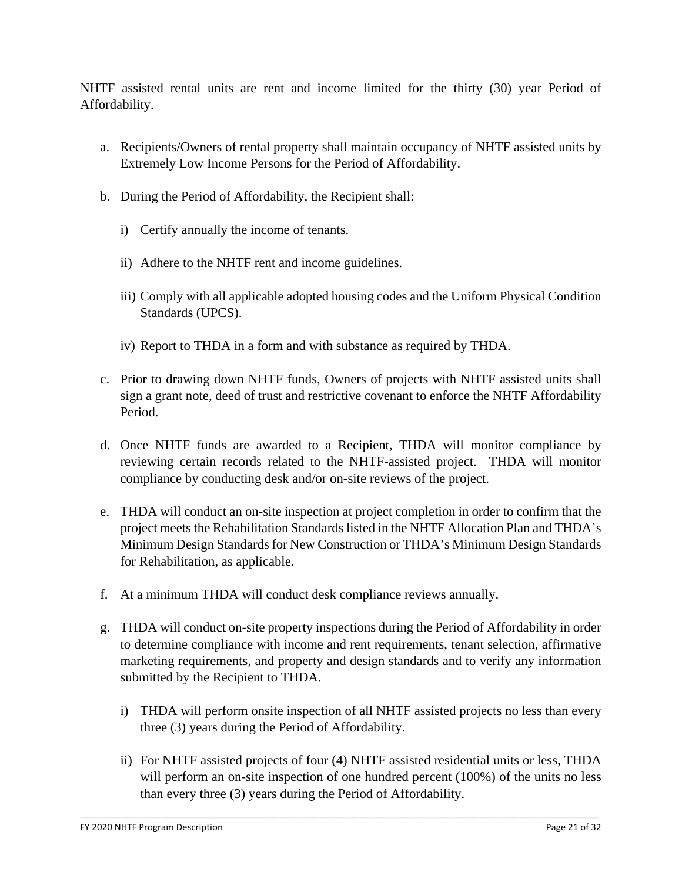NHTF assisted rental units are rent and income limited for the thirty (30) year Period of Affordability.

a. Recipients/Owners of rental property shall maintain occupancy of NHTF assisted units by Extremely Low Income Persons for the Period of Affordability.

b. During the Period of Affordability, the Recipient shall:

    i) Certify annually the income of tenants.

    ii) Adhere to the NHTF rent and income guidelines.

    iii) Comply with all applicable adopted housing codes and the Uniform Physical Condition Standards (UPCS).

    iv) Report to THDA in a form and with substance as required by THDA.

c. Prior to drawing down NHTF funds, Owners of projects with NHTF assisted units shall sign a grant note, deed of trust and restrictive covenant to enforce the NHTF Affordability Period.

d. Once NHTF funds are awarded to a Recipient, THDA will monitor compliance by reviewing certain records related to the NHTF-assisted project. THDA will monitor compliance by conducting desk and/or on-site reviews of the project.

e. THDA will conduct an on-site inspection at project completion in order to confirm that the project meets the Rehabilitation Standards listed in the NHTF Allocation Plan and THDA's Minimum Design Standards for New Construction or THDA's Minimum Design Standards for Rehabilitation, as applicable.

f. At a minimum THDA will conduct desk compliance reviews annually.

g. THDA will conduct on-site property inspections during the Period of Affordability in order to determine compliance with income and rent requirements, tenant selection, affirmative marketing requirements, and property and design standards and to verify any information submitted by the Recipient to THDA.

    i) THDA will perform onsite inspection of all NHTF assisted projects no less than every three (3) years during the Period of Affordability.

    ii) For NHTF assisted projects of four (4) NHTF assisted residential units or less, THDA will perform an on-site inspection of one hundred percent (100%) of the units no less than every three (3) years during the Period of Affordability.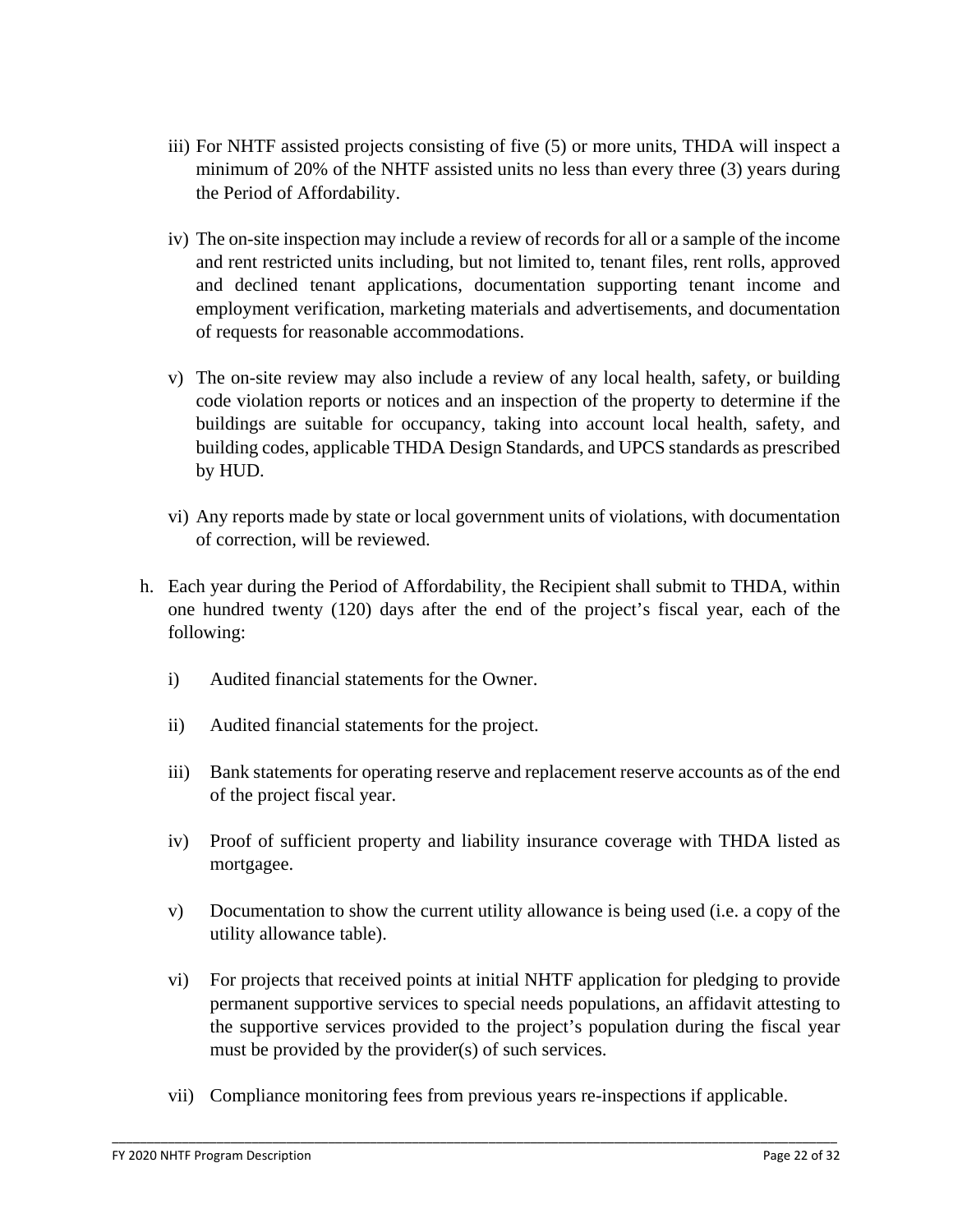iii) For NHTF assisted projects consisting of five (5) or more units, THDA will inspect a minimum of 20% of the NHTF assisted units no less than every three (3) years during the Period of Affordability.

iv) The on-site inspection may include a review of records for all or a sample of the income and rent restricted units including, but not limited to, tenant files, rent rolls, approved and declined tenant applications, documentation supporting tenant income and employment verification, marketing materials and advertisements, and documentation of requests for reasonable accommodations.

v) The on-site review may also include a review of any local health, safety, or building code violation reports or notices and an inspection of the property to determine if the buildings are suitable for occupancy, taking into account local health, safety, and building codes, applicable THDA Design Standards, and UPCS standards as prescribed by HUD.

vi) Any reports made by state or local government units of violations, with documentation of correction, will be reviewed.

h. Each year during the Period of Affordability, the Recipient shall submit to THDA, within one hundred twenty (120) days after the end of the project's fiscal year, each of the following:

   i) Audited financial statements for the Owner.

   ii) Audited financial statements for the project.

   iii) Bank statements for operating reserve and replacement reserve accounts as of the end of the project fiscal year.

   iv) Proof of sufficient property and liability insurance coverage with THDA listed as mortgagee.

   v) Documentation to show the current utility allowance is being used (i.e. a copy of the utility allowance table).

   vi) For projects that received points at initial NHTF application for pledging to provide permanent supportive services to special needs populations, an affidavit attesting to the supportive services provided to the project's population during the fiscal year must be provided by the provider(s) of such services.

   vii) Compliance monitoring fees from previous years re-inspections if applicable.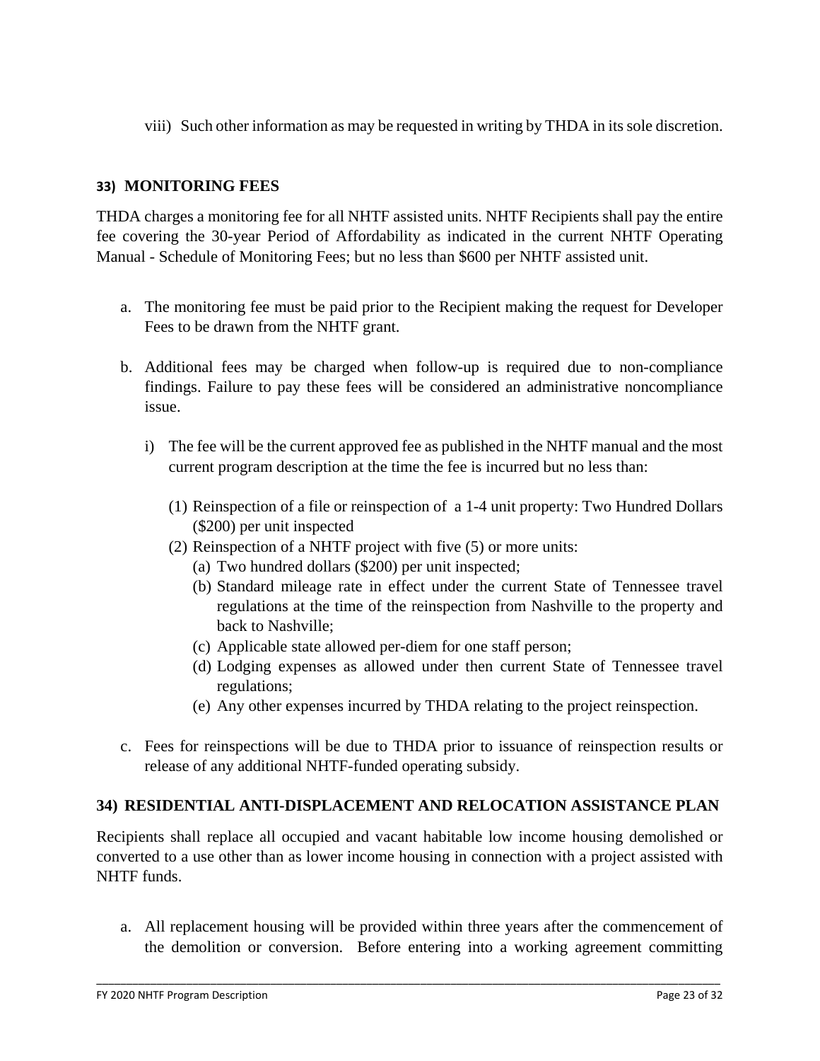viii) Such other information as may be requested in writing by THDA in its sole discretion.

## 33) MONITORING FEES

THDA charges a monitoring fee for all NHTF assisted units. NHTF Recipients shall pay the entire fee covering the 30-year Period of Affordability as indicated in the current NHTF Operating Manual - Schedule of Monitoring Fees; but no less than $600 per NHTF assisted unit.

a. The monitoring fee must be paid prior to the Recipient making the request for Developer Fees to be drawn from the NHTF grant.

b. Additional fees may be charged when follow-up is required due to non-compliance findings. Failure to pay these fees will be considered an administrative noncompliance issue.

   i) The fee will be the current approved fee as published in the NHTF manual and the most current program description at the time the fee is incurred but no less than:

      (1) Reinspection of a file or reinspection of a 1-4 unit property: Two Hundred Dollars ($200) per unit inspected

      (2) Reinspection of a NHTF project with five (5) or more units:

         (a) Two hundred dollars ($200) per unit inspected;

         (b) Standard mileage rate in effect under the current State of Tennessee travel regulations at the time of the reinspection from Nashville to the property and back to Nashville;

         (c) Applicable state allowed per-diem for one staff person;

         (d) Lodging expenses as allowed under then current State of Tennessee travel regulations;

         (e) Any other expenses incurred by THDA relating to the project reinspection.

c. Fees for reinspections will be due to THDA prior to issuance of reinspection results or release of any additional NHTF-funded operating subsidy.

## 34) RESIDENTIAL ANTI-DISPLACEMENT AND RELOCATION ASSISTANCE PLAN

Recipients shall replace all occupied and vacant habitable low income housing demolished or converted to a use other than as lower income housing in connection with a project assisted with NHTF funds.

a. All replacement housing will be provided within three years after the commencement of the demolition or conversion. Before entering into a working agreement committing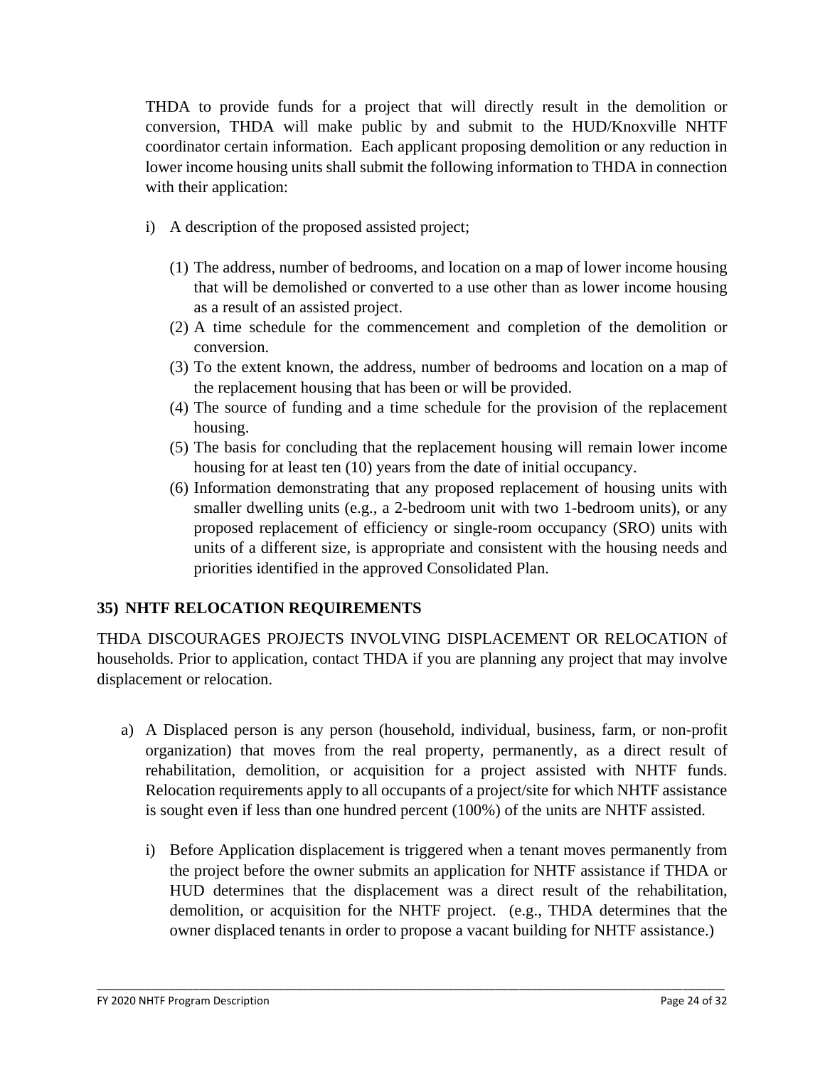THDA to provide funds for a project that will directly result in the demolition or conversion, THDA will make public by and submit to the HUD/Knoxville NHTF coordinator certain information. Each applicant proposing demolition or any reduction in lower income housing units shall submit the following information to THDA in connection with their application:

i) A description of the proposed assisted project;

   (1) The address, number of bedrooms, and location on a map of lower income housing that will be demolished or converted to a use other than as lower income housing as a result of an assisted project.
   (2) A time schedule for the commencement and completion of the demolition or conversion.
   (3) To the extent known, the address, number of bedrooms and location on a map of the replacement housing that has been or will be provided.
   (4) The source of funding and a time schedule for the provision of the replacement housing.
   (5) The basis for concluding that the replacement housing will remain lower income housing for at least ten (10) years from the date of initial occupancy.
   (6) Information demonstrating that any proposed replacement of housing units with smaller dwelling units (e.g., a 2-bedroom unit with two 1-bedroom units), or any proposed replacement of efficiency or single-room occupancy (SRO) units with units of a different size, is appropriate and consistent with the housing needs and priorities identified in the approved Consolidated Plan.

## 35) NHTF RELOCATION REQUIREMENTS

THDA DISCOURAGES PROJECTS INVOLVING DISPLACEMENT OR RELOCATION of households. Prior to application, contact THDA if you are planning any project that may involve displacement or relocation.

a) A Displaced person is any person (household, individual, business, farm, or non-profit organization) that moves from the real property, permanently, as a direct result of rehabilitation, demolition, or acquisition for a project assisted with NHTF funds. Relocation requirements apply to all occupants of a project/site for which NHTF assistance is sought even if less than one hundred percent (100%) of the units are NHTF assisted.

   i) Before Application displacement is triggered when a tenant moves permanently from the project before the owner submits an application for NHTF assistance if THDA or HUD determines that the displacement was a direct result of the rehabilitation, demolition, or acquisition for the NHTF project. (e.g., THDA determines that the owner displaced tenants in order to propose a vacant building for NHTF assistance.)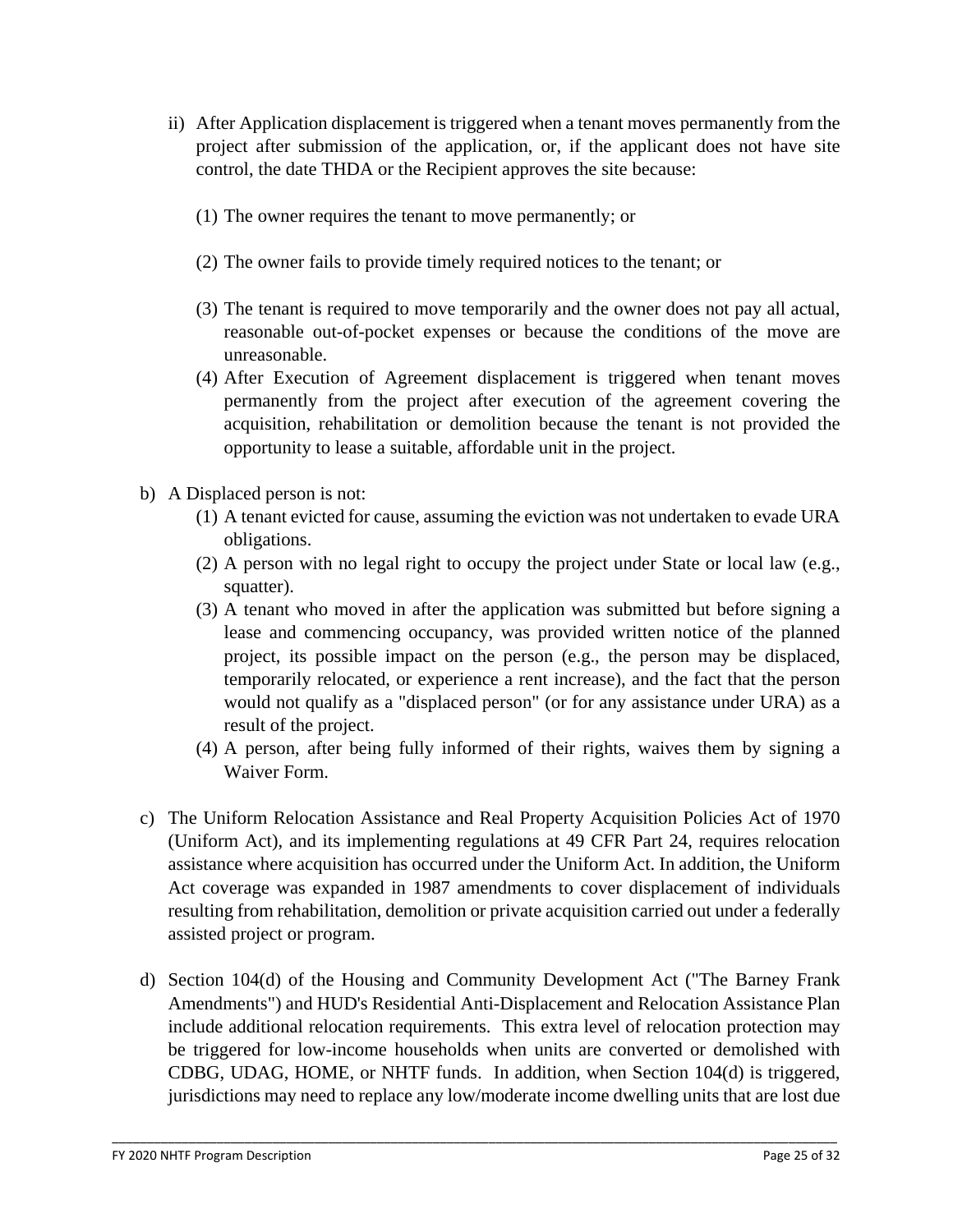ii) After Application displacement is triggered when a tenant moves permanently from the project after submission of the application, or, if the applicant does not have site control, the date THDA or the Recipient approves the site because:

    (1) The owner requires the tenant to move permanently; or

    (2) The owner fails to provide timely required notices to the tenant; or

    (3) The tenant is required to move temporarily and the owner does not pay all actual, reasonable out-of-pocket expenses or because the conditions of the move are unreasonable.

    (4) After Execution of Agreement displacement is triggered when tenant moves permanently from the project after execution of the agreement covering the acquisition, rehabilitation or demolition because the tenant is not provided the opportunity to lease a suitable, affordable unit in the project.

b) A Displaced person is not:

    (1) A tenant evicted for cause, assuming the eviction was not undertaken to evade URA obligations.

    (2) A person with no legal right to occupy the project under State or local law (e.g., squatter).

    (3) A tenant who moved in after the application was submitted but before signing a lease and commencing occupancy, was provided written notice of the planned project, its possible impact on the person (e.g., the person may be displaced, temporarily relocated, or experience a rent increase), and the fact that the person would not qualify as a "displaced person" (or for any assistance under URA) as a result of the project.

    (4) A person, after being fully informed of their rights, waives them by signing a Waiver Form.

c) The Uniform Relocation Assistance and Real Property Acquisition Policies Act of 1970 (Uniform Act), and its implementing regulations at 49 CFR Part 24, requires relocation assistance where acquisition has occurred under the Uniform Act. In addition, the Uniform Act coverage was expanded in 1987 amendments to cover displacement of individuals resulting from rehabilitation, demolition or private acquisition carried out under a federally assisted project or program.

d) Section 104(d) of the Housing and Community Development Act ("The Barney Frank Amendments") and HUD's Residential Anti-Displacement and Relocation Assistance Plan include additional relocation requirements. This extra level of relocation protection may be triggered for low-income households when units are converted or demolished with CDBG, UDAG, HOME, or NHTF funds. In addition, when Section 104(d) is triggered, jurisdictions may need to replace any low/moderate income dwelling units that are lost due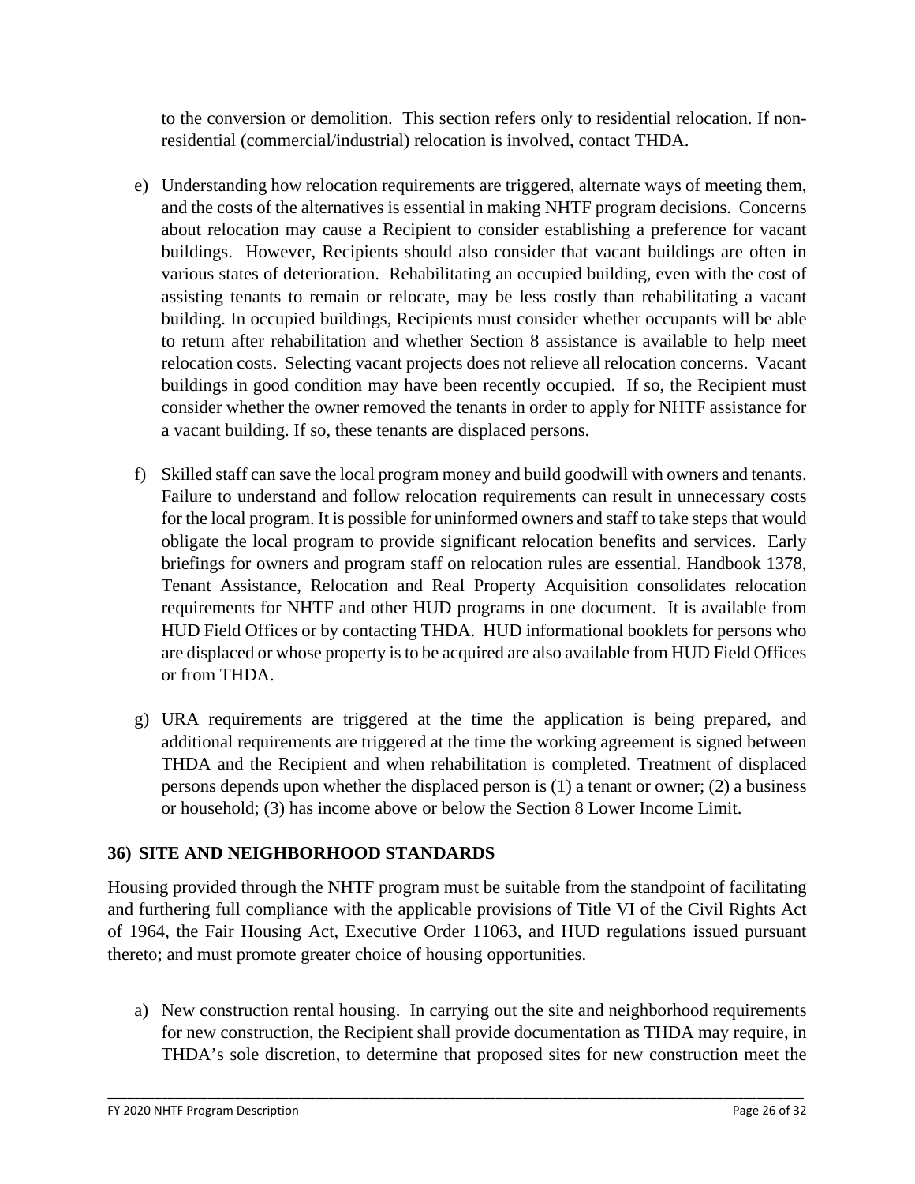to the conversion or demolition. This section refers only to residential relocation. If non-residential (commercial/industrial) relocation is involved, contact THDA.

e) Understanding how relocation requirements are triggered, alternate ways of meeting them, and the costs of the alternatives is essential in making NHTF program decisions. Concerns about relocation may cause a Recipient to consider establishing a preference for vacant buildings. However, Recipients should also consider that vacant buildings are often in various states of deterioration. Rehabilitating an occupied building, even with the cost of assisting tenants to remain or relocate, may be less costly than rehabilitating a vacant building. In occupied buildings, Recipients must consider whether occupants will be able to return after rehabilitation and whether Section 8 assistance is available to help meet relocation costs. Selecting vacant projects does not relieve all relocation concerns. Vacant buildings in good condition may have been recently occupied. If so, the Recipient must consider whether the owner removed the tenants in order to apply for NHTF assistance for a vacant building. If so, these tenants are displaced persons.

f) Skilled staff can save the local program money and build goodwill with owners and tenants. Failure to understand and follow relocation requirements can result in unnecessary costs for the local program. It is possible for uninformed owners and staff to take steps that would obligate the local program to provide significant relocation benefits and services. Early briefings for owners and program staff on relocation rules are essential. Handbook 1378, Tenant Assistance, Relocation and Real Property Acquisition consolidates relocation requirements for NHTF and other HUD programs in one document. It is available from HUD Field Offices or by contacting THDA. HUD informational booklets for persons who are displaced or whose property is to be acquired are also available from HUD Field Offices or from THDA.

g) URA requirements are triggered at the time the application is being prepared, and additional requirements are triggered at the time the working agreement is signed between THDA and the Recipient and when rehabilitation is completed. Treatment of displaced persons depends upon whether the displaced person is (1) a tenant or owner; (2) a business or household; (3) has income above or below the Section 8 Lower Income Limit.

## 36) SITE AND NEIGHBORHOOD STANDARDS

Housing provided through the NHTF program must be suitable from the standpoint of facilitating and furthering full compliance with the applicable provisions of Title VI of the Civil Rights Act of 1964, the Fair Housing Act, Executive Order 11063, and HUD regulations issued pursuant thereto; and must promote greater choice of housing opportunities.

a) New construction rental housing. In carrying out the site and neighborhood requirements for new construction, the Recipient shall provide documentation as THDA may require, in THDA's sole discretion, to determine that proposed sites for new construction meet the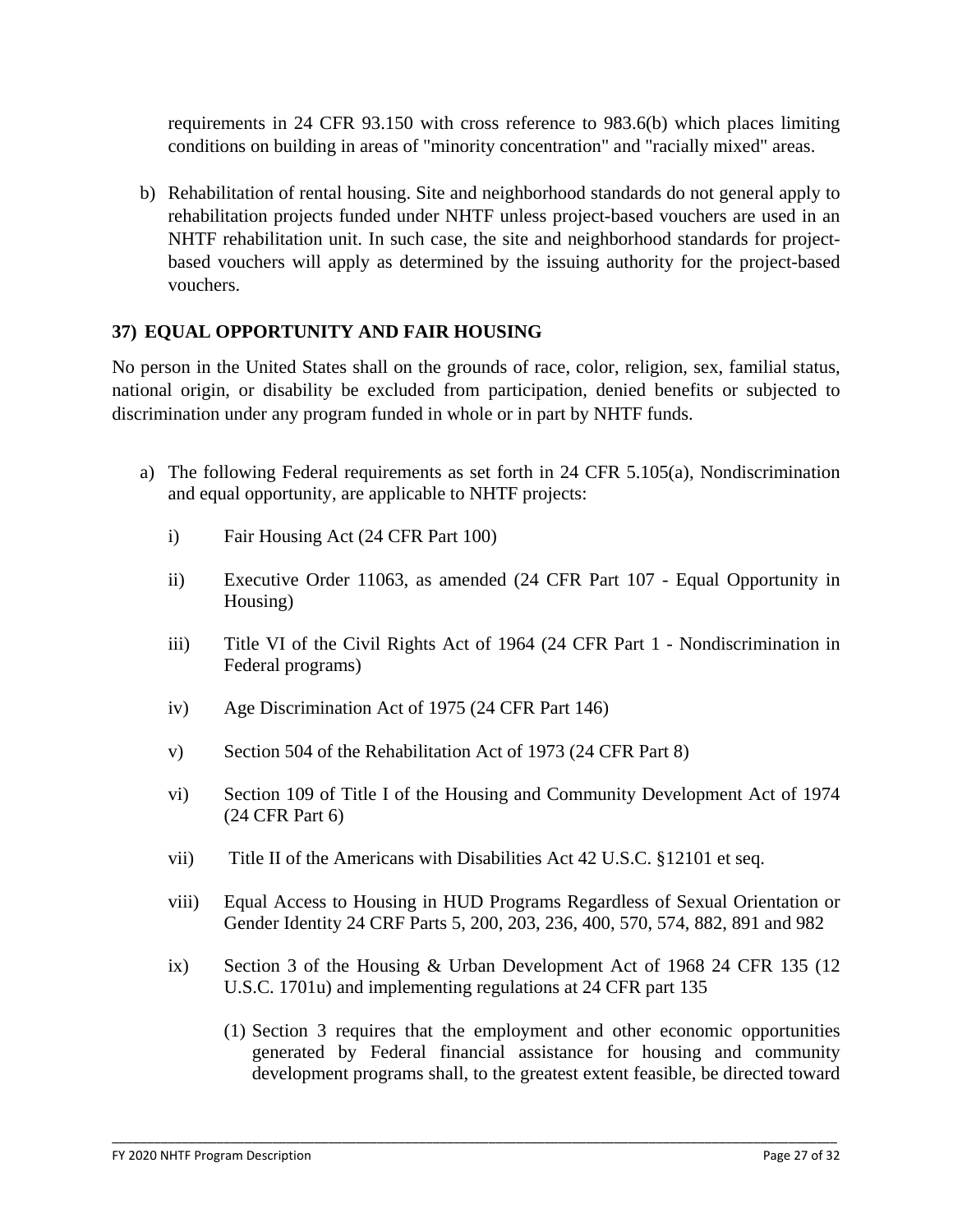requirements in 24 CFR 93.150 with cross reference to 983.6(b) which places limiting conditions on building in areas of "minority concentration" and "racially mixed" areas.

b) Rehabilitation of rental housing. Site and neighborhood standards do not general apply to rehabilitation projects funded under NHTF unless project-based vouchers are used in an NHTF rehabilitation unit. In such case, the site and neighborhood standards for project-based vouchers will apply as determined by the issuing authority for the project-based vouchers.

### 37) EQUAL OPPORTUNITY AND FAIR HOUSING

No person in the United States shall on the grounds of race, color, religion, sex, familial status, national origin, or disability be excluded from participation, denied benefits or subjected to discrimination under any program funded in whole or in part by NHTF funds.

a) The following Federal requirements as set forth in 24 CFR 5.105(a), Nondiscrimination and equal opportunity, are applicable to NHTF projects:

   i) Fair Housing Act (24 CFR Part 100)

   ii) Executive Order 11063, as amended (24 CFR Part 107 - Equal Opportunity in Housing)

   iii) Title VI of the Civil Rights Act of 1964 (24 CFR Part 1 - Nondiscrimination in Federal programs)

   iv) Age Discrimination Act of 1975 (24 CFR Part 146)

   v) Section 504 of the Rehabilitation Act of 1973 (24 CFR Part 8)

   vi) Section 109 of Title I of the Housing and Community Development Act of 1974 (24 CFR Part 6)

   vii) Title II of the Americans with Disabilities Act 42 U.S.C. §12101 et seq.

   viii) Equal Access to Housing in HUD Programs Regardless of Sexual Orientation or Gender Identity 24 CRF Parts 5, 200, 203, 236, 400, 570, 574, 882, 891 and 982

   ix) Section 3 of the Housing & Urban Development Act of 1968 24 CFR 135 (12 U.S.C. 1701u) and implementing regulations at 24 CFR part 135

      (1) Section 3 requires that the employment and other economic opportunities generated by Federal financial assistance for housing and community development programs shall, to the greatest extent feasible, be directed toward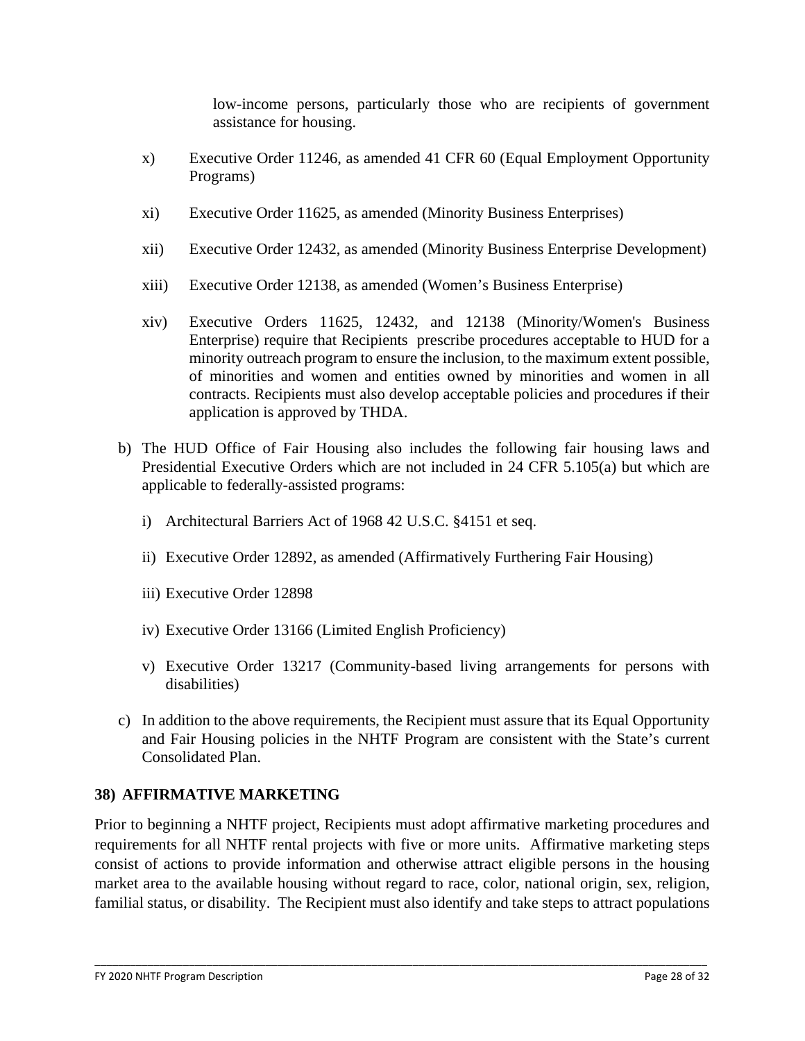low-income persons, particularly those who are recipients of government assistance for housing.

x) Executive Order 11246, as amended 41 CFR 60 (Equal Employment Opportunity Programs)

xi) Executive Order 11625, as amended (Minority Business Enterprises)

xii) Executive Order 12432, as amended (Minority Business Enterprise Development)

xiii) Executive Order 12138, as amended (Women's Business Enterprise)

xiv) Executive Orders 11625, 12432, and 12138 (Minority/Women's Business Enterprise) require that Recipients prescribe procedures acceptable to HUD for a minority outreach program to ensure the inclusion, to the maximum extent possible, of minorities and women and entities owned by minorities and women in all contracts. Recipients must also develop acceptable policies and procedures if their application is approved by THDA.

b) The HUD Office of Fair Housing also includes the following fair housing laws and Presidential Executive Orders which are not included in 24 CFR 5.105(a) but which are applicable to federally-assisted programs:

   i) Architectural Barriers Act of 1968 42 U.S.C. §4151 et seq.

   ii) Executive Order 12892, as amended (Affirmatively Furthering Fair Housing)

   iii) Executive Order 12898

   iv) Executive Order 13166 (Limited English Proficiency)

   v) Executive Order 13217 (Community-based living arrangements for persons with disabilities)

c) In addition to the above requirements, the Recipient must assure that its Equal Opportunity and Fair Housing policies in the NHTF Program are consistent with the State's current Consolidated Plan.

## 38) AFFIRMATIVE MARKETING

Prior to beginning a NHTF project, Recipients must adopt affirmative marketing procedures and requirements for all NHTF rental projects with five or more units. Affirmative marketing steps consist of actions to provide information and otherwise attract eligible persons in the housing market area to the available housing without regard to race, color, national origin, sex, religion, familial status, or disability. The Recipient must also identify and take steps to attract populations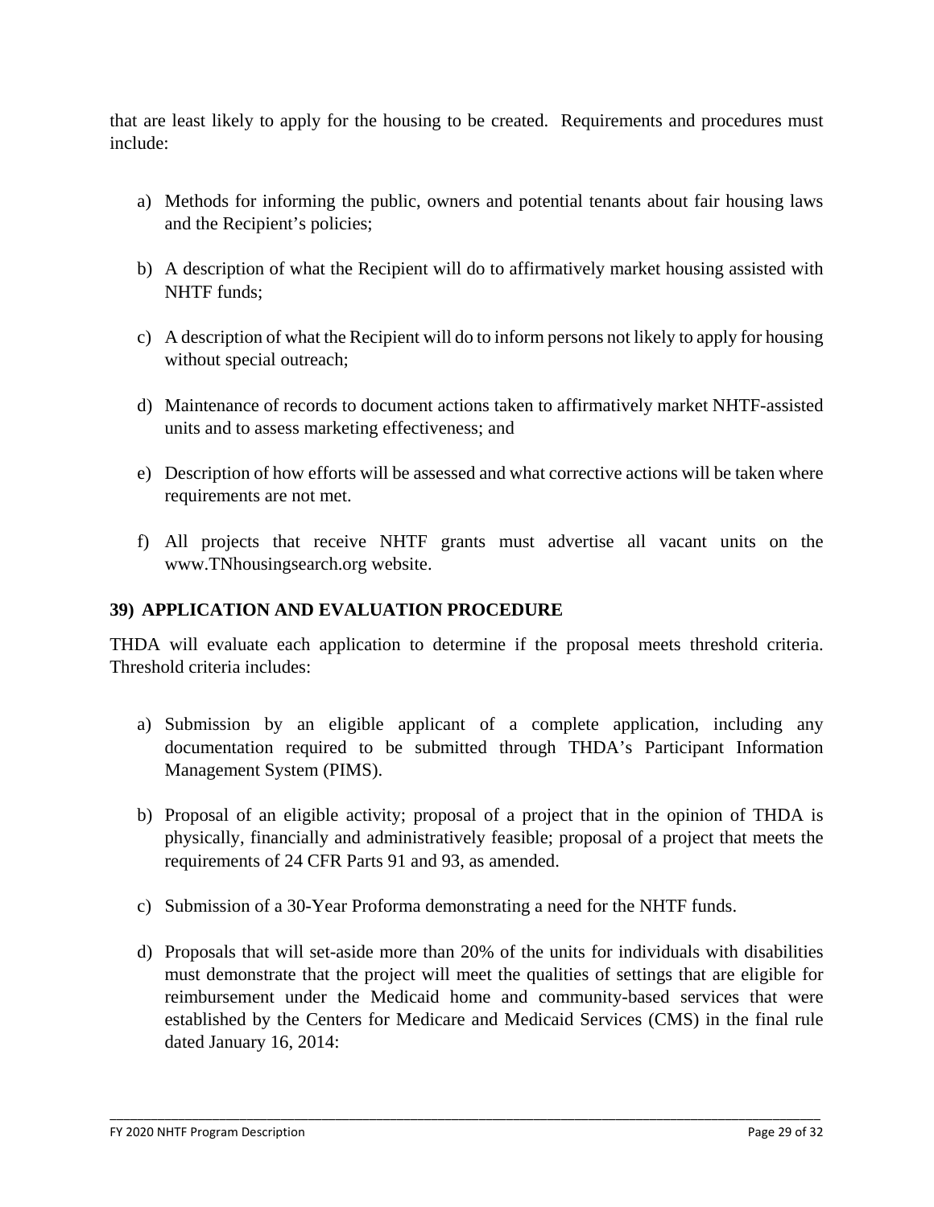that are least likely to apply for the housing to be created. Requirements and procedures must include:

a) Methods for informing the public, owners and potential tenants about fair housing laws and the Recipient's policies;

b) A description of what the Recipient will do to affirmatively market housing assisted with NHTF funds;

c) A description of what the Recipient will do to inform persons not likely to apply for housing without special outreach;

d) Maintenance of records to document actions taken to affirmatively market NHTF-assisted units and to assess marketing effectiveness; and

e) Description of how efforts will be assessed and what corrective actions will be taken where requirements are not met.

f) All projects that receive NHTF grants must advertise all vacant units on the www.TNhousingsearch.org website.

## 39) APPLICATION AND EVALUATION PROCEDURE

THDA will evaluate each application to determine if the proposal meets threshold criteria. Threshold criteria includes:

a) Submission by an eligible applicant of a complete application, including any documentation required to be submitted through THDA's Participant Information Management System (PIMS).

b) Proposal of an eligible activity; proposal of a project that in the opinion of THDA is physically, financially and administratively feasible; proposal of a project that meets the requirements of 24 CFR Parts 91 and 93, as amended.

c) Submission of a 30-Year Proforma demonstrating a need for the NHTF funds.

d) Proposals that will set-aside more than 20% of the units for individuals with disabilities must demonstrate that the project will meet the qualities of settings that are eligible for reimbursement under the Medicaid home and community-based services that were established by the Centers for Medicare and Medicaid Services (CMS) in the final rule dated January 16, 2014: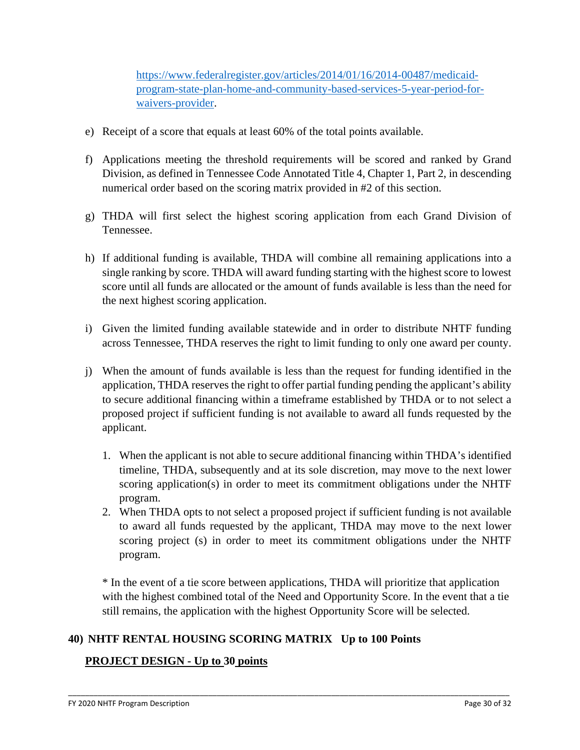[https://www.federalregister.gov/articles/2014/01/16/2014-00487/medicaid-program-state-plan-home-and-community-based-services-5-year-period-for-waivers-provider](https://www.federalregister.gov/articles/2014/01/16/2014-00487/medicaid-program-state-plan-home-and-community-based-services-5-year-period-for-waivers-provider).

e) Receipt of a score that equals at least 60% of the total points available.

f) Applications meeting the threshold requirements will be scored and ranked by Grand Division, as defined in Tennessee Code Annotated Title 4, Chapter 1, Part 2, in descending numerical order based on the scoring matrix provided in #2 of this section.

g) THDA will first select the highest scoring application from each Grand Division of Tennessee.

h) If additional funding is available, THDA will combine all remaining applications into a single ranking by score. THDA will award funding starting with the highest score to lowest score until all funds are allocated or the amount of funds available is less than the need for the next highest scoring application.

i) Given the limited funding available statewide and in order to distribute NHTF funding across Tennessee, THDA reserves the right to limit funding to only one award per county.

j) When the amount of funds available is less than the request for funding identified in the application, THDA reserves the right to offer partial funding pending the applicant's ability to secure additional financing within a timeframe established by THDA or to not select a proposed project if sufficient funding is not available to award all funds requested by the applicant.

   1. When the applicant is not able to secure additional financing within THDA's identified timeline, THDA, subsequently and at its sole discretion, may move to the next lower scoring application(s) in order to meet its commitment obligations under the NHTF program.
   2. When THDA opts to not select a proposed project if sufficient funding is not available to award all funds requested by the applicant, THDA may move to the next lower scoring project (s) in order to meet its commitment obligations under the NHTF program.

   * In the event of a tie score between applications, THDA will prioritize that application with the highest combined total of the Need and Opportunity Score. In the event that a tie still remains, the application with the highest Opportunity Score will be selected.

## 40) NHTF RENTAL HOUSING SCORING MATRIX Up to 100 Points

### PROJECT DESIGN - Up to 30 points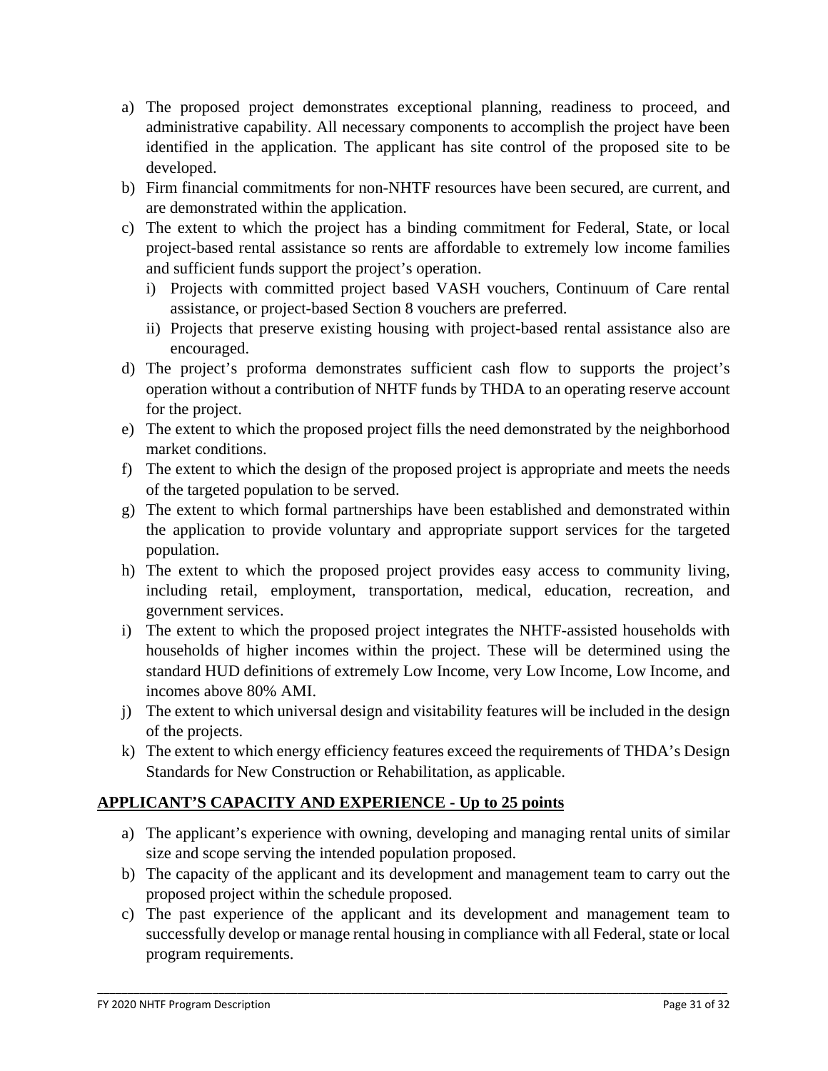a) The proposed project demonstrates exceptional planning, readiness to proceed, and administrative capability. All necessary components to accomplish the project have been identified in the application. The applicant has site control of the proposed site to be developed.
b) Firm financial commitments for non-NHTF resources have been secured, are current, and are demonstrated within the application.
c) The extent to which the project has a binding commitment for Federal, State, or local project-based rental assistance so rents are affordable to extremely low income families and sufficient funds support the project's operation.
   i) Projects with committed project based VASH vouchers, Continuum of Care rental assistance, or project-based Section 8 vouchers are preferred.
   ii) Projects that preserve existing housing with project-based rental assistance also are encouraged.
d) The project's proforma demonstrates sufficient cash flow to supports the project's operation without a contribution of NHTF funds by THDA to an operating reserve account for the project.
e) The extent to which the proposed project fills the need demonstrated by the neighborhood market conditions.
f) The extent to which the design of the proposed project is appropriate and meets the needs of the targeted population to be served.
g) The extent to which formal partnerships have been established and demonstrated within the application to provide voluntary and appropriate support services for the targeted population.
h) The extent to which the proposed project provides easy access to community living, including retail, employment, transportation, medical, education, recreation, and government services.
i) The extent to which the proposed project integrates the NHTF-assisted households with households of higher incomes within the project. These will be determined using the standard HUD definitions of extremely Low Income, very Low Income, Low Income, and incomes above 80% AMI.
j) The extent to which universal design and visitability features will be included in the design of the projects.
k) The extent to which energy efficiency features exceed the requirements of THDA's Design Standards for New Construction or Rehabilitation, as applicable.

## APPLICANT'S CAPACITY AND EXPERIENCE - Up to 25 points

a) The applicant's experience with owning, developing and managing rental units of similar size and scope serving the intended population proposed.
b) The capacity of the applicant and its development and management team to carry out the proposed project within the schedule proposed.
c) The past experience of the applicant and its development and management team to successfully develop or manage rental housing in compliance with all Federal, state or local program requirements.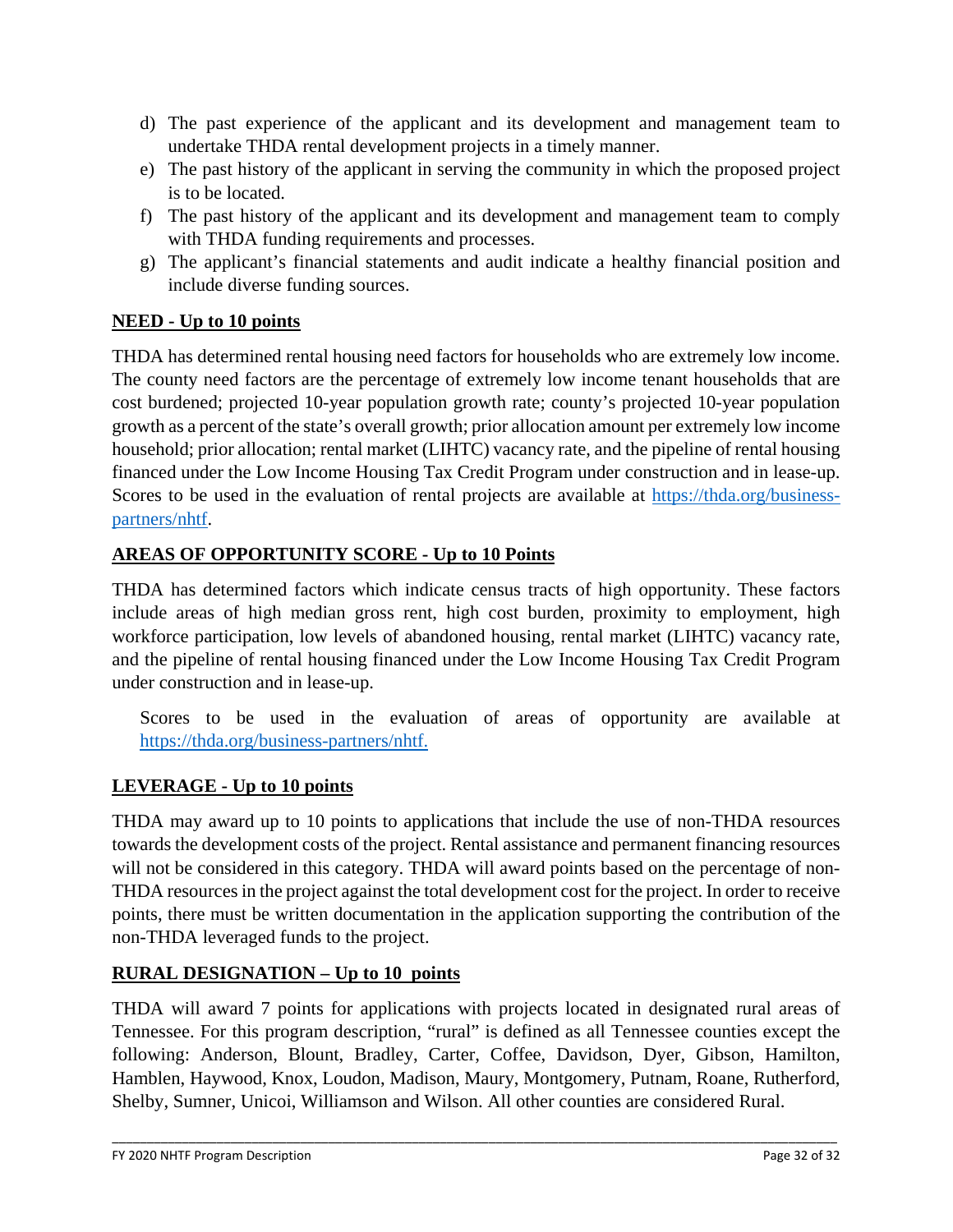d) The past experience of the applicant and its development and management team to undertake THDA rental development projects in a timely manner.
e) The past history of the applicant in serving the community in which the proposed project is to be located.
f) The past history of the applicant and its development and management team to comply with THDA funding requirements and processes.
g) The applicant's financial statements and audit indicate a healthy financial position and include diverse funding sources.

**NEED - Up to 10 points**

THDA has determined rental housing need factors for households who are extremely low income. The county need factors are the percentage of extremely low income tenant households that are cost burdened; projected 10-year population growth rate; county's projected 10-year population growth as a percent of the state's overall growth; prior allocation amount per extremely low income household; prior allocation; rental market (LIHTC) vacancy rate, and the pipeline of rental housing financed under the Low Income Housing Tax Credit Program under construction and in lease-up. Scores to be used in the evaluation of rental projects are available at https://thda.org/business-partners/nhtf.

**AREAS OF OPPORTUNITY SCORE - Up to 10 Points**

THDA has determined factors which indicate census tracts of high opportunity. These factors include areas of high median gross rent, high cost burden, proximity to employment, high workforce participation, low levels of abandoned housing, rental market (LIHTC) vacancy rate, and the pipeline of rental housing financed under the Low Income Housing Tax Credit Program under construction and in lease-up.

Scores to be used in the evaluation of areas of opportunity are available at https://thda.org/business-partners/nhtf.

**LEVERAGE - Up to 10 points**

THDA may award up to 10 points to applications that include the use of non-THDA resources towards the development costs of the project. Rental assistance and permanent financing resources will not be considered in this category. THDA will award points based on the percentage of non-THDA resources in the project against the total development cost for the project. In order to receive points, there must be written documentation in the application supporting the contribution of the non-THDA leveraged funds to the project.

**RURAL DESIGNATION – Up to 10 points**

THDA will award 7 points for applications with projects located in designated rural areas of Tennessee. For this program description, "rural" is defined as all Tennessee counties except the following: Anderson, Blount, Bradley, Carter, Coffee, Davidson, Dyer, Gibson, Hamilton, Hamblen, Haywood, Knox, Loudon, Madison, Maury, Montgomery, Putnam, Roane, Rutherford, Shelby, Sumner, Unicoi, Williamson and Wilson. All other counties are considered Rural.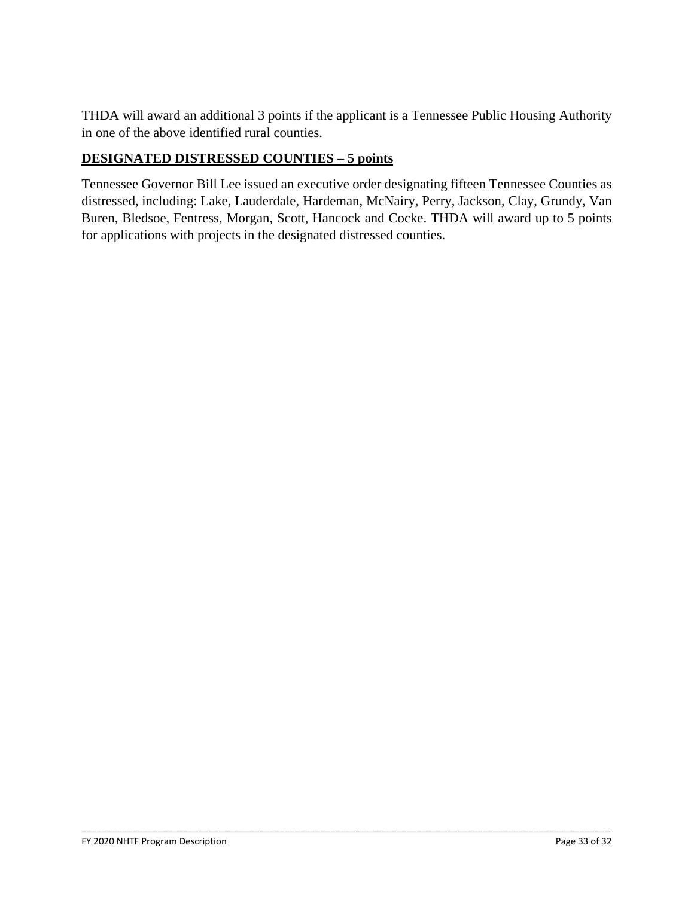THDA will award an additional 3 points if the applicant is a Tennessee Public Housing Authority in one of the above identified rural counties.

**DESIGNATED DISTRESSED COUNTIES – 5 points**

Tennessee Governor Bill Lee issued an executive order designating fifteen Tennessee Counties as distressed, including: Lake, Lauderdale, Hardeman, McNairy, Perry, Jackson, Clay, Grundy, Van Buren, Bledsoe, Fentress, Morgan, Scott, Hancock and Cocke. THDA will award up to 5 points for applications with projects in the designated distressed counties.